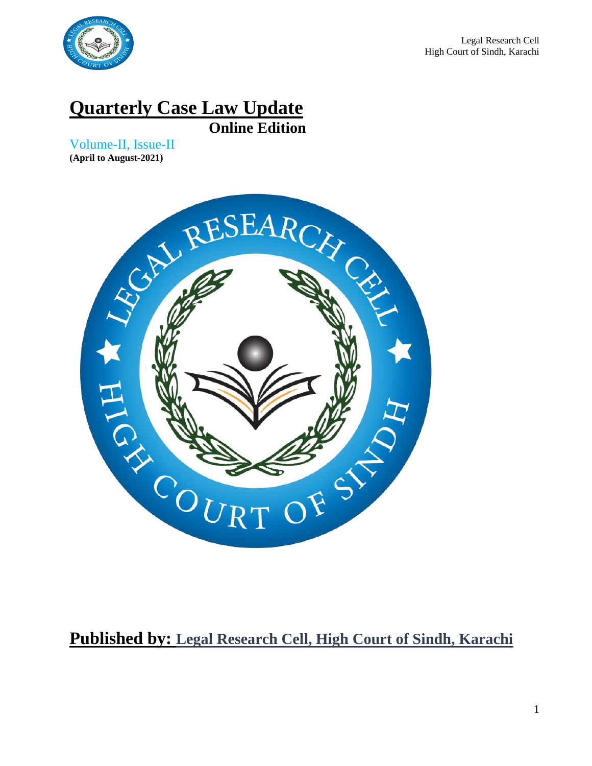Legal Research Cell
High Court of Sindh, Karachi

# Quarterly Case Law Update

## Online Edition

Volume-II, Issue-II
**(April to August-2021)**

**Published by: Legal Research Cell, High Court of Sindh, Karachi**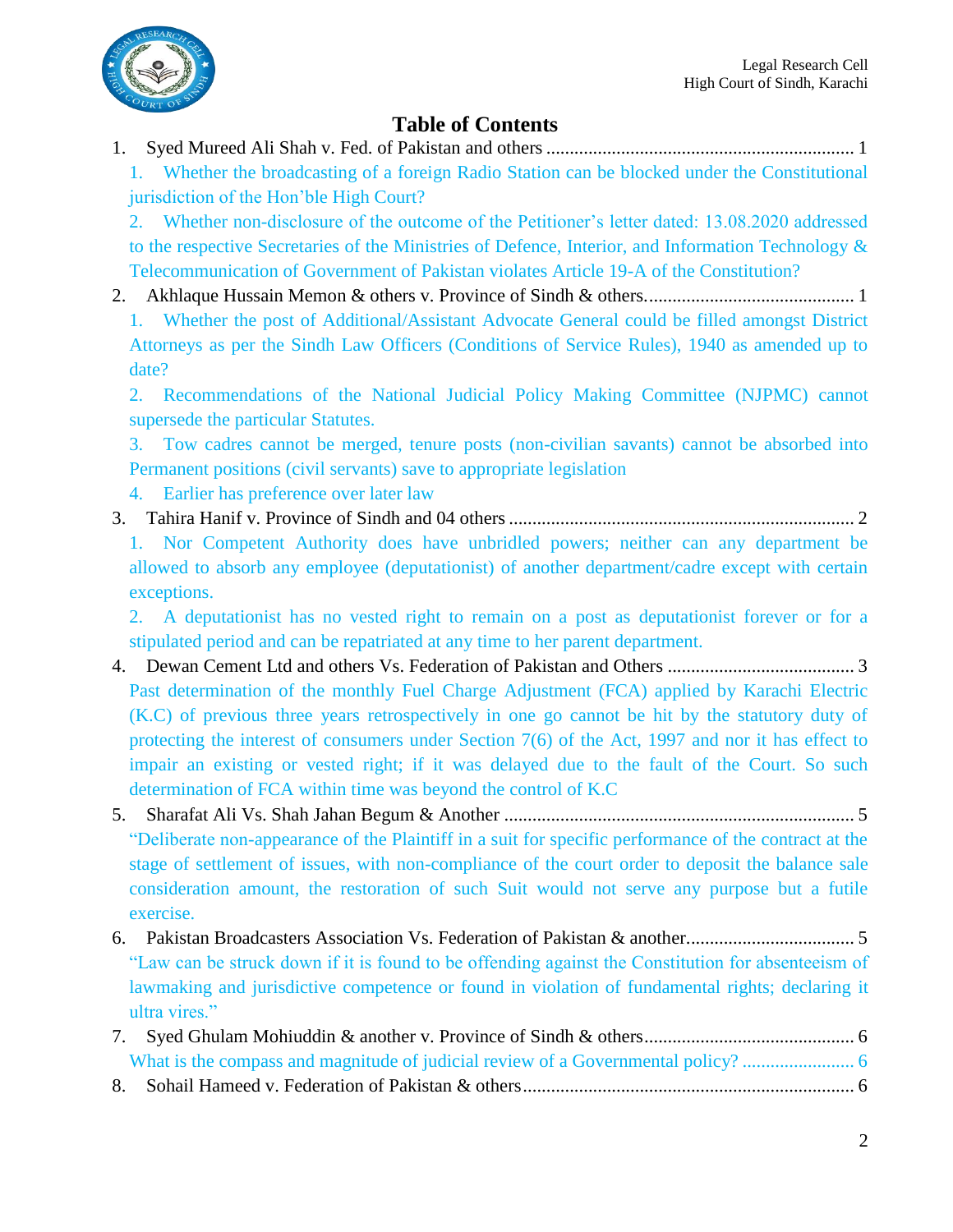# Table of Contents

1. Syed Mureed Ali Shah v. Fed. of Pakistan and others ........................................................................ 1
   1. Whether the broadcasting of a foreign Radio Station can be blocked under the Constitutional jurisdiction of the Hon'ble High Court?
   2. Whether non-disclosure of the outcome of the Petitioner's letter dated: 13.08.2020 addressed to the respective Secretaries of the Ministries of Defence, Interior, and Information Technology & Telecommunication of Government of Pakistan violates Article 19-A of the Constitution?
2. Akhlaque Hussain Memon & others v. Province of Sindh & others............................................ 1
   1. Whether the post of Additional/Assistant Advocate General could be filled amongst District Attorneys as per the Sindh Law Officers (Conditions of Service Rules), 1940 as amended up to date?
   2. Recommendations of the National Judicial Policy Making Committee (NJPMC) cannot supersede the particular Statutes.
   3. Tow cadres cannot be merged, tenure posts (non-civilian savants) cannot be absorbed into Permanent positions (civil servants) save to appropriate legislation
   4. Earlier has preference over later law
3. Tahira Hanif v. Province of Sindh and 04 others ........................................................................ 2
   1. Nor Competent Authority does have unbridled powers; neither can any department be allowed to absorb any employee (deputationist) of another department/cadre except with certain exceptions.
   2. A deputationist has no vested right to remain on a post as deputationist forever or for a stipulated period and can be repatriated at any time to her parent department.
4. Dewan Cement Ltd and others Vs. Federation of Pakistan and Others ....................................... 3
   Past determination of the monthly Fuel Charge Adjustment (FCA) applied by Karachi Electric (K.C) of previous three years retrospectively in one go cannot be hit by the statutory duty of protecting the interest of consumers under Section 7(6) of the Act, 1997 and nor it has effect to impair an existing or vested right; if it was delayed due to the fault of the Court. So such determination of FCA within time was beyond the control of K.C
5. Sharafat Ali Vs. Shah Jahan Begum & Another .......................................................................... 5
   "Deliberate non-appearance of the Plaintiff in a suit for specific performance of the contract at the stage of settlement of issues, with non-compliance of the court order to deposit the balance sale consideration amount, the restoration of such Suit would not serve any purpose but a futile exercise.
6. Pakistan Broadcasters Association Vs. Federation of Pakistan & another.................................. 5
   "Law can be struck down if it is found to be offending against the Constitution for absenteeism of lawmaking and jurisdictive competence or found in violation of fundamental rights; declaring it ultra vires."
7. Syed Ghulam Mohiuddin & another v. Province of Sindh & others............................................ 6
   What is the compass and magnitude of judicial review of a Governmental policy? ........................ 6
8. Sohail Hameed v. Federation of Pakistan & others...................................................................... 6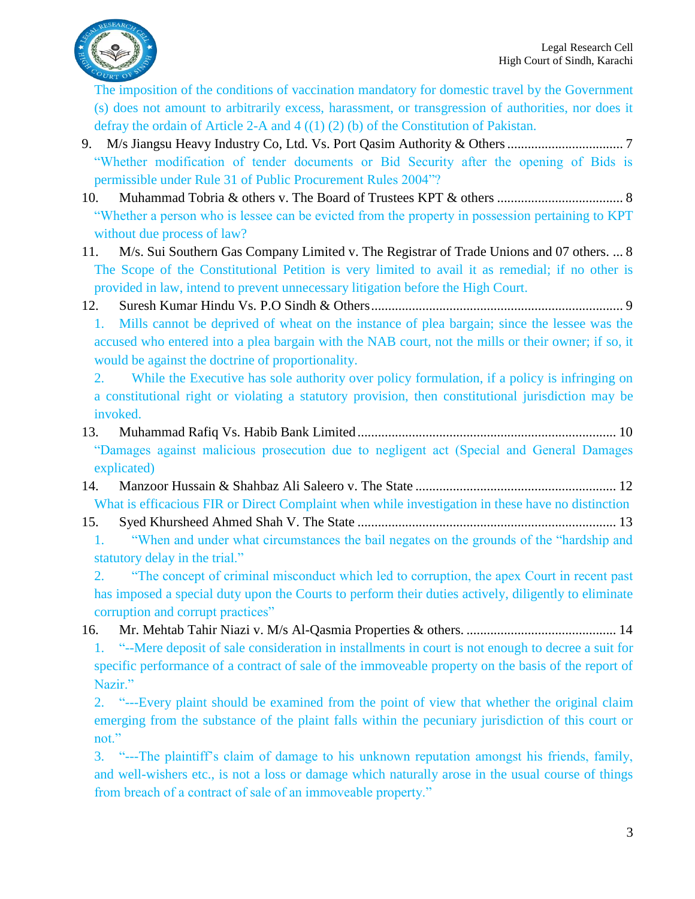The imposition of the conditions of vaccination mandatory for domestic travel by the Government (s) does not amount to arbitrarily excess, harassment, or transgression of authorities, nor does it defray the ordain of Article 2-A and 4 ((1) (2) (b) of the Constitution of Pakistan.

9. M/s Jiangsu Heavy Industry Co, Ltd. Vs. Port Qasim Authority & Others .................................. 7

   "Whether modification of tender documents or Bid Security after the opening of Bids is permissible under Rule 31 of Public Procurement Rules 2004"?

10. Muhammad Tobria & others v. The Board of Trustees KPT & others ..................................... 8

   "Whether a person who is lessee can be evicted from the property in possession pertaining to KPT without due process of law?

11. M/s. Sui Southern Gas Company Limited v. The Registrar of Trade Unions and 07 others. ... 8

   The Scope of the Constitutional Petition is very limited to avail it as remedial; if no other is provided in law, intend to prevent unnecessary litigation before the High Court.

12. Suresh Kumar Hindu Vs. P.O Sindh & Others .......................................................................... 9

   1. Mills cannot be deprived of wheat on the instance of plea bargain; since the lessee was the accused who entered into a plea bargain with the NAB court, not the mills or their owner; if so, it would be against the doctrine of proportionality.

   2. While the Executive has sole authority over policy formulation, if a policy is infringing on a constitutional right or violating a statutory provision, then constitutional jurisdiction may be invoked.

13. Muhammad Rafiq Vs. Habib Bank Limited ............................................................................. 10

   "Damages against malicious prosecution due to negligent act (Special and General Damages explicated)

14. Manzoor Hussain & Shahbaz Ali Saleero v. The State ........................................................... 12

   What is efficacious FIR or Direct Complaint when while investigation in these have no distinction

15. Syed Khursheed Ahmed Shah V. The State ............................................................................. 13

   1. "When and under what circumstances the bail negates on the grounds of the "hardship and statutory delay in the trial."

   2. "The concept of criminal misconduct which led to corruption, the apex Court in recent past has imposed a special duty upon the Courts to perform their duties actively, diligently to eliminate corruption and corrupt practices"

16. Mr. Mehtab Tahir Niazi v. M/s Al-Qasmia Properties & others. ............................................ 14

   1. "--Mere deposit of sale consideration in installments in court is not enough to decree a suit for specific performance of a contract of sale of the immoveable property on the basis of the report of Nazir."

   2. "---Every plaint should be examined from the point of view that whether the original claim emerging from the substance of the plaint falls within the pecuniary jurisdiction of this court or not."

   3. "---The plaintiff's claim of damage to his unknown reputation amongst his friends, family, and well-wishers etc., is not a loss or damage which naturally arose in the usual course of things from breach of a contract of sale of an immoveable property."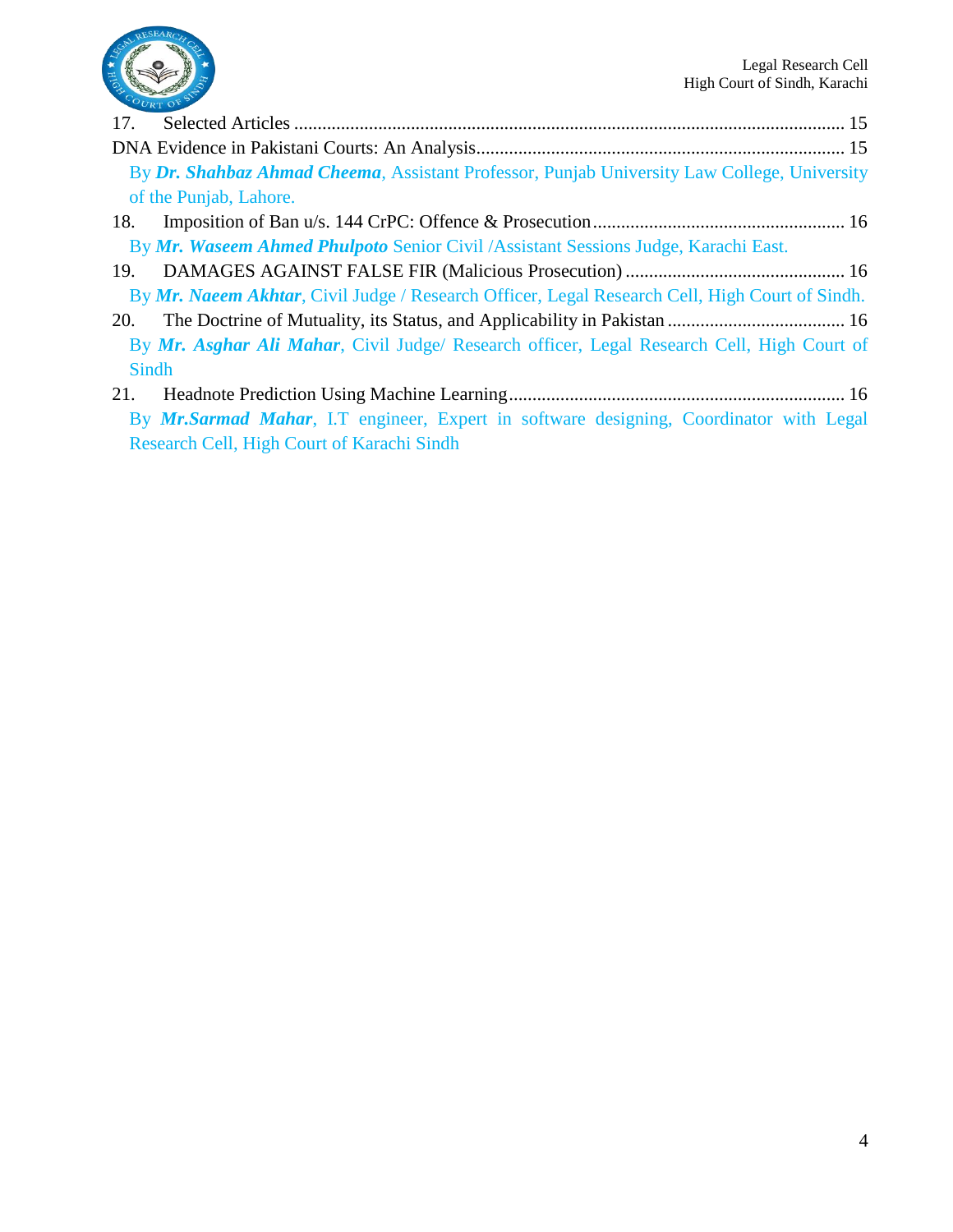17. Selected Articles .................................................................................................................... 15

DNA Evidence in Pakistani Courts: An Analysis............................................................................. 15

By ***Dr. Shahbaz Ahmad Cheema***, Assistant Professor, Punjab University Law College, University of the Punjab, Lahore.

18. Imposition of Ban u/s. 144 CrPC: Offence & Prosecution..................................................... 16

By ***Mr. Waseem Ahmed Phulpoto*** Senior Civil /Assistant Sessions Judge, Karachi East.

19. DAMAGES AGAINST FALSE FIR (Malicious Prosecution) .............................................. 16

By ***Mr. Naeem Akhtar***, Civil Judge / Research Officer, Legal Research Cell, High Court of Sindh.

20. The Doctrine of Mutuality, its Status, and Applicability in Pakistan ...................................... 16

By ***Mr. Asghar Ali Mahar***, Civil Judge/ Research officer, Legal Research Cell, High Court of Sindh

21. Headnote Prediction Using Machine Learning....................................................................... 16

By ***Mr.Sarmad Mahar***, I.T engineer, Expert in software designing, Coordinator with Legal Research Cell, High Court of Karachi Sindh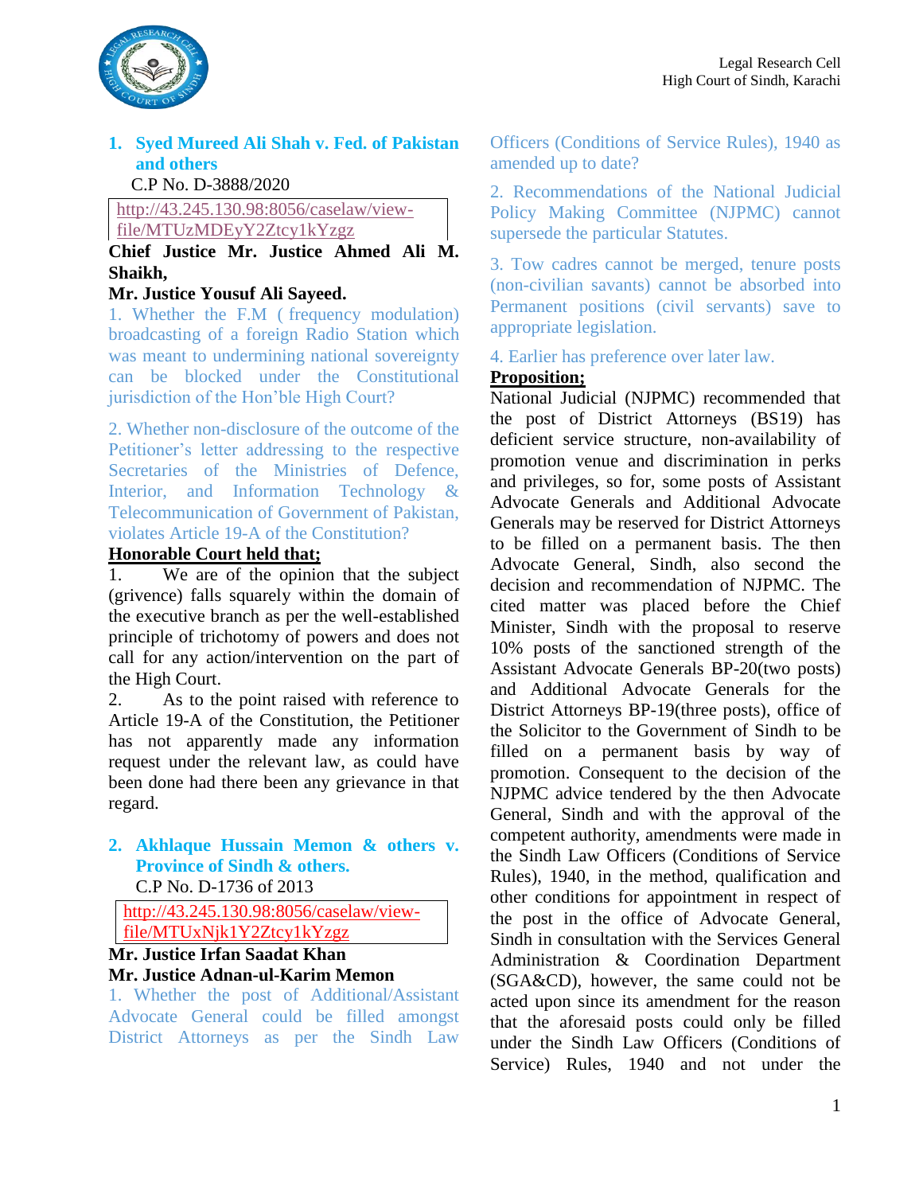## 1. Syed Mureed Ali Shah v. Fed. of Pakistan and others

C.P No. D-3888/2020

http://43.245.130.98:8056/caselaw/view-file/MTUzMDEyY2Ztcy1kYzgz

**Chief Justice Mr. Justice Ahmed Ali M. Shaikh,**
**Mr. Justice Yousuf Ali Sayeed.**

1. Whether the F.M ( frequency modulation) broadcasting of a foreign Radio Station which was meant to undermining national sovereignty can be blocked under the Constitutional jurisdiction of the Hon'ble High Court?

2. Whether non-disclosure of the outcome of the Petitioner's letter addressing to the respective Secretaries of the Ministries of Defence, Interior, and Information Technology & Telecommunication of Government of Pakistan, violates Article 19-A of the Constitution?

**<u>Honorable Court held that;</u>**

1. We are of the opinion that the subject (grivence) falls squarely within the domain of the executive branch as per the well-established principle of trichotomy of powers and does not call for any action/intervention on the part of the High Court.

2. As to the point raised with reference to Article 19-A of the Constitution, the Petitioner has not apparently made any information request under the relevant law, as could have been done had there been any grievance in that regard.

## 2. Akhlaque Hussain Memon & others v. Province of Sindh & others.

C.P No. D-1736 of 2013

http://43.245.130.98:8056/caselaw/view-file/MTUxNjk1Y2Ztcy1kYzgz

**Mr. Justice Irfan Saadat Khan**
**Mr. Justice Adnan-ul-Karim Memon**

1. Whether the post of Additional/Assistant Advocate General could be filled amongst District Attorneys as per the Sindh Law Officers (Conditions of Service Rules), 1940 as amended up to date?

2. Recommendations of the National Judicial Policy Making Committee (NJPMC) cannot supersede the particular Statutes.

3. Tow cadres cannot be merged, tenure posts (non-civilian savants) cannot be absorbed into Permanent positions (civil servants) save to appropriate legislation.

4. Earlier has preference over later law.

**<u>Proposition;</u>**

National Judicial (NJPMC) recommended that the post of District Attorneys (BS19) has deficient service structure, non-availability of promotion venue and discrimination in perks and privileges, so for, some posts of Assistant Advocate Generals and Additional Advocate Generals may be reserved for District Attorneys to be filled on a permanent basis. The then Advocate General, Sindh, also second the decision and recommendation of NJPMC. The cited matter was placed before the Chief Minister, Sindh with the proposal to reserve 10% posts of the sanctioned strength of the Assistant Advocate Generals BP-20(two posts) and Additional Advocate Generals for the District Attorneys BP-19(three posts), office of the Solicitor to the Government of Sindh to be filled on a permanent basis by way of promotion. Consequent to the decision of the NJPMC advice tendered by the then Advocate General, Sindh and with the approval of the competent authority, amendments were made in the Sindh Law Officers (Conditions of Service Rules), 1940, in the method, qualification and other conditions for appointment in respect of the post in the office of Advocate General, Sindh in consultation with the Services General Administration & Coordination Department (SGA&CD), however, the same could not be acted upon since its amendment for the reason that the aforesaid posts could only be filled under the Sindh Law Officers (Conditions of Service) Rules, 1940 and not under the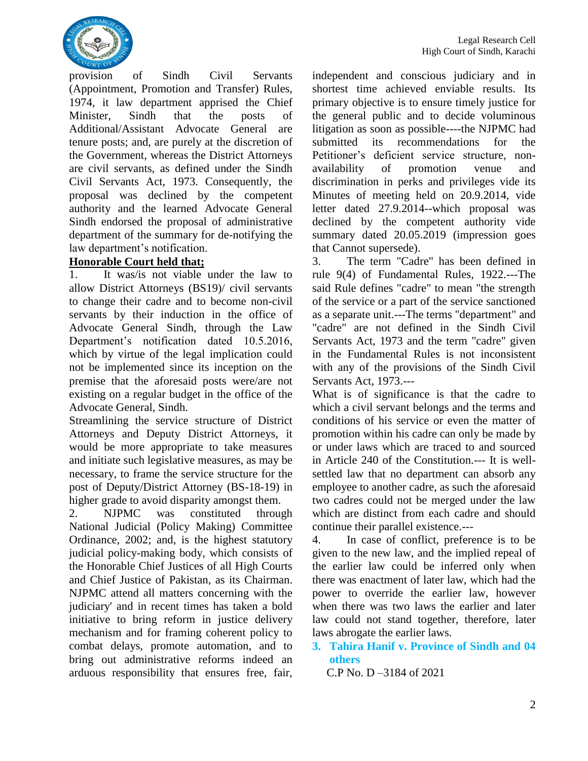provision of Sindh Civil Servants (Appointment, Promotion and Transfer) Rules, 1974, it law department apprised the Chief Minister, Sindh that the posts of Additional/Assistant Advocate General are tenure posts; and, are purely at the discretion of the Government, whereas the District Attorneys are civil servants, as defined under the Sindh Civil Servants Act, 1973. Consequently, the proposal was declined by the competent authority and the learned Advocate General Sindh endorsed the proposal of administrative department of the summary for de-notifying the law department's notification.

**Honorable Court held that;**

1. It was/is not viable under the law to allow District Attorneys (BS19)/ civil servants to change their cadre and to become non-civil servants by their induction in the office of Advocate General Sindh, through the Law Department's notification dated 10.5.2016, which by virtue of the legal implication could not be implemented since its inception on the premise that the aforesaid posts were/are not existing on a regular budget in the office of the Advocate General, Sindh.

Streamlining the service structure of District Attorneys and Deputy District Attorneys, it would be more appropriate to take measures and initiate such legislative measures, as may be necessary, to frame the service structure for the post of Deputy/District Attorney (BS-18-19) in higher grade to avoid disparity amongst them.

2. NJPMC was constituted through National Judicial (Policy Making) Committee Ordinance, 2002; and, is the highest statutory judicial policy-making body, which consists of the Honorable Chief Justices of all High Courts and Chief Justice of Pakistan, as its Chairman. NJPMC attend all matters concerning with the judiciary' and in recent times has taken a bold initiative to bring reform in justice delivery mechanism and for framing coherent policy to combat delays, promote automation, and to bring out administrative reforms indeed an arduous responsibility that ensures free, fair, independent and conscious judiciary and in shortest time achieved enviable results. Its primary objective is to ensure timely justice for the general public and to decide voluminous litigation as soon as possible----the NJPMC had submitted its recommendations for the Petitioner's deficient service structure, non-availability of promotion venue and discrimination in perks and privileges vide its Minutes of meeting held on 20.9.2014, vide letter dated 27.9.2014--which proposal was declined by the competent authority vide summary dated 20.05.2019 (impression goes that Cannot supersede).

3. The term "Cadre" has been defined in rule 9(4) of Fundamental Rules, 1922.---The said Rule defines "cadre" to mean "the strength of the service or a part of the service sanctioned as a separate unit.---The terms "department" and "cadre" are not defined in the Sindh Civil Servants Act, 1973 and the term "cadre" given in the Fundamental Rules is not inconsistent with any of the provisions of the Sindh Civil Servants Act, 1973.---

What is of significance is that the cadre to which a civil servant belongs and the terms and conditions of his service or even the matter of promotion within his cadre can only be made by or under laws which are traced to and sourced in Article 240 of the Constitution.--- It is well-settled law that no department can absorb any employee to another cadre, as such the aforesaid two cadres could not be merged under the law which are distinct from each cadre and should continue their parallel existence.---

4. In case of conflict, preference is to be given to the new law, and the implied repeal of the earlier law could be inferred only when there was enactment of later law, which had the power to override the earlier law, however when there was two laws the earlier and later law could not stand together, therefore, later laws abrogate the earlier laws.

### 3. Tahira Hanif v. Province of Sindh and 04 others

C.P No. D –3184 of 2021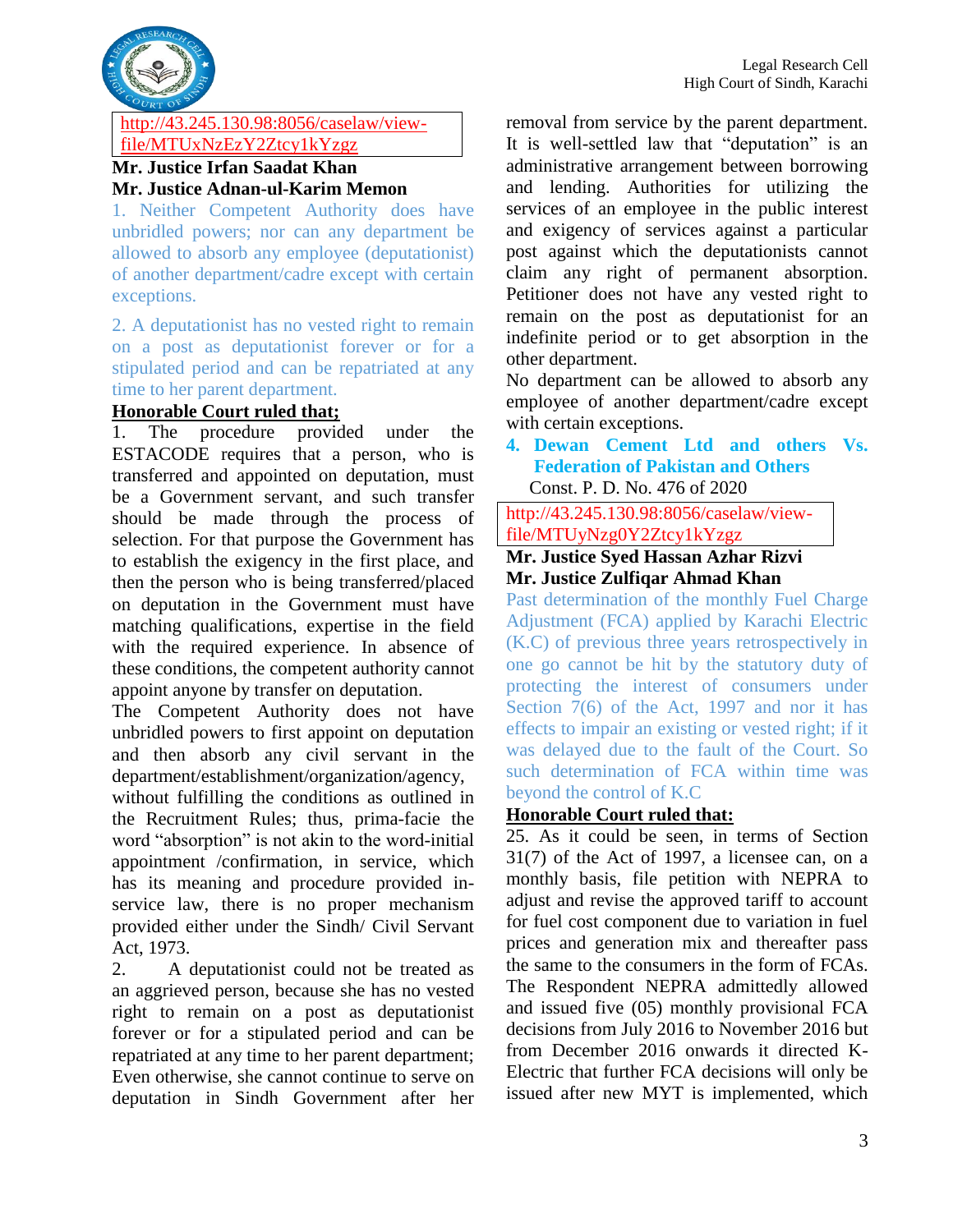http://43.245.130.98:8056/caselaw/view-file/MTUxNzEzY2Ztcy1kYzgz

**Mr. Justice Irfan Saadat Khan**
**Mr. Justice Adnan-ul-Karim Memon**

1. Neither Competent Authority does have unbridled powers; nor can any department be allowed to absorb any employee (deputationist) of another department/cadre except with certain exceptions.

2. A deputationist has no vested right to remain on a post as deputationist forever or for a stipulated period and can be repatriated at any time to her parent department.

**<u>Honorable Court ruled that;</u>**

1. The procedure provided under the ESTACODE requires that a person, who is transferred and appointed on deputation, must be a Government servant, and such transfer should be made through the process of selection. For that purpose the Government has to establish the exigency in the first place, and then the person who is being transferred/placed on deputation in the Government must have matching qualifications, expertise in the field with the required experience. In absence of these conditions, the competent authority cannot appoint anyone by transfer on deputation.

The Competent Authority does not have unbridled powers to first appoint on deputation and then absorb any civil servant in the department/establishment/organization/agency, without fulfilling the conditions as outlined in the Recruitment Rules; thus, prima-facie the word "absorption" is not akin to the word-initial appointment /confirmation, in service, which has its meaning and procedure provided in-service law, there is no proper mechanism provided either under the Sindh/ Civil Servant Act, 1973.

2. A deputationist could not be treated as an aggrieved person, because she has no vested right to remain on a post as deputationist forever or for a stipulated period and can be repatriated at any time to her parent department; Even otherwise, she cannot continue to serve on deputation in Sindh Government after her removal from service by the parent department. It is well-settled law that "deputation" is an administrative arrangement between borrowing and lending. Authorities for utilizing the services of an employee in the public interest and exigency of services against a particular post against which the deputationists cannot claim any right of permanent absorption. Petitioner does not have any vested right to remain on the post as deputationist for an indefinite period or to get absorption in the other department.

No department can be allowed to absorb any employee of another department/cadre except with certain exceptions.

### 4. Dewan Cement Ltd and others Vs. Federation of Pakistan and Others

Const. P. D. No. 476 of 2020

http://43.245.130.98:8056/caselaw/view-file/MTUyNzg0Y2Ztcy1kYzgz

**Mr. Justice Syed Hassan Azhar Rizvi**
**Mr. Justice Zulfiqar Ahmad Khan**

Past determination of the monthly Fuel Charge Adjustment (FCA) applied by Karachi Electric (K.C) of previous three years retrospectively in one go cannot be hit by the statutory duty of protecting the interest of consumers under Section 7(6) of the Act, 1997 and nor it has effects to impair an existing or vested right; if it was delayed due to the fault of the Court. So such determination of FCA within time was beyond the control of K.C

**<u>Honorable Court ruled that:</u>**

25. As it could be seen, in terms of Section 31(7) of the Act of 1997, a licensee can, on a monthly basis, file petition with NEPRA to adjust and revise the approved tariff to account for fuel cost component due to variation in fuel prices and generation mix and thereafter pass the same to the consumers in the form of FCAs. The Respondent NEPRA admittedly allowed and issued five (05) monthly provisional FCA decisions from July 2016 to November 2016 but from December 2016 onwards it directed K-Electric that further FCA decisions will only be issued after new MYT is implemented, which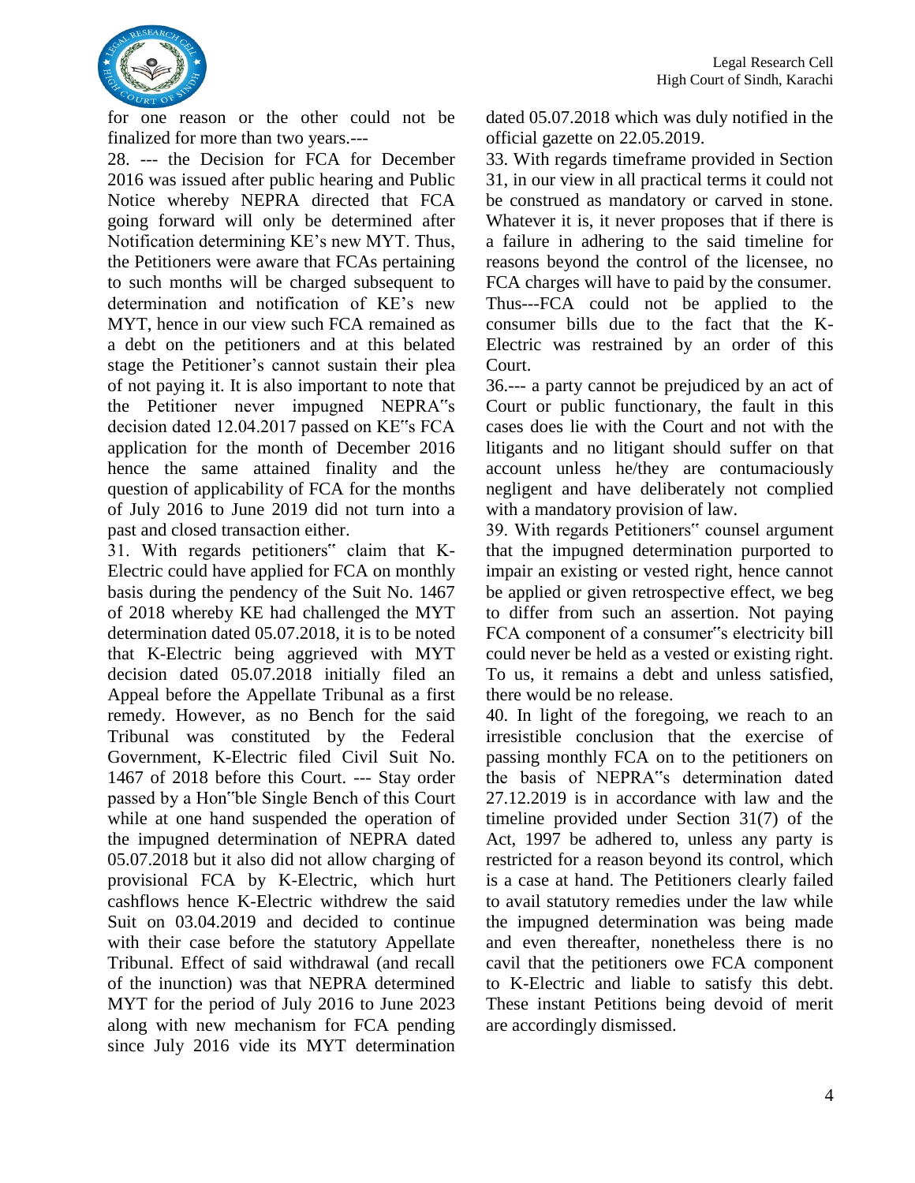for one reason or the other could not be finalized for more than two years.---

28. --- the Decision for FCA for December 2016 was issued after public hearing and Public Notice whereby NEPRA directed that FCA going forward will only be determined after Notification determining KE's new MYT. Thus, the Petitioners were aware that FCAs pertaining to such months will be charged subsequent to determination and notification of KE's new MYT, hence in our view such FCA remained as a debt on the petitioners and at this belated stage the Petitioner's cannot sustain their plea of not paying it. It is also important to note that the Petitioner never impugned NEPRA‟s decision dated 12.04.2017 passed on KE‟s FCA application for the month of December 2016 hence the same attained finality and the question of applicability of FCA for the months of July 2016 to June 2019 did not turn into a past and closed transaction either.

31. With regards petitioners‟ claim that K-Electric could have applied for FCA on monthly basis during the pendency of the Suit No. 1467 of 2018 whereby KE had challenged the MYT determination dated 05.07.2018, it is to be noted that K-Electric being aggrieved with MYT decision dated 05.07.2018 initially filed an Appeal before the Appellate Tribunal as a first remedy. However, as no Bench for the said Tribunal was constituted by the Federal Government, K-Electric filed Civil Suit No. 1467 of 2018 before this Court. --- Stay order passed by a Hon‟ble Single Bench of this Court while at one hand suspended the operation of the impugned determination of NEPRA dated 05.07.2018 but it also did not allow charging of provisional FCA by K-Electric, which hurt cashflows hence K-Electric withdrew the said Suit on 03.04.2019 and decided to continue with their case before the statutory Appellate Tribunal. Effect of said withdrawal (and recall of the inunction) was that NEPRA determined MYT for the period of July 2016 to June 2023 along with new mechanism for FCA pending since July 2016 vide its MYT determination dated 05.07.2018 which was duly notified in the official gazette on 22.05.2019.

33. With regards timeframe provided in Section 31, in our view in all practical terms it could not be construed as mandatory or carved in stone. Whatever it is, it never proposes that if there is a failure in adhering to the said timeline for reasons beyond the control of the licensee, no FCA charges will have to paid by the consumer. Thus---FCA could not be applied to the consumer bills due to the fact that the K-Electric was restrained by an order of this Court.

36.--- a party cannot be prejudiced by an act of Court or public functionary, the fault in this cases does lie with the Court and not with the litigants and no litigant should suffer on that account unless he/they are contumaciously negligent and have deliberately not complied with a mandatory provision of law.

39. With regards Petitioners‟ counsel argument that the impugned determination purported to impair an existing or vested right, hence cannot be applied or given retrospective effect, we beg to differ from such an assertion. Not paying FCA component of a consumer‟s electricity bill could never be held as a vested or existing right. To us, it remains a debt and unless satisfied, there would be no release.

40. In light of the foregoing, we reach to an irresistible conclusion that the exercise of passing monthly FCA on to the petitioners on the basis of NEPRA‟s determination dated 27.12.2019 is in accordance with law and the timeline provided under Section 31(7) of the Act, 1997 be adhered to, unless any party is restricted for a reason beyond its control, which is a case at hand. The Petitioners clearly failed to avail statutory remedies under the law while the impugned determination was being made and even thereafter, nonetheless there is no cavil that the petitioners owe FCA component to K-Electric and liable to satisfy this debt. These instant Petitions being devoid of merit are accordingly dismissed.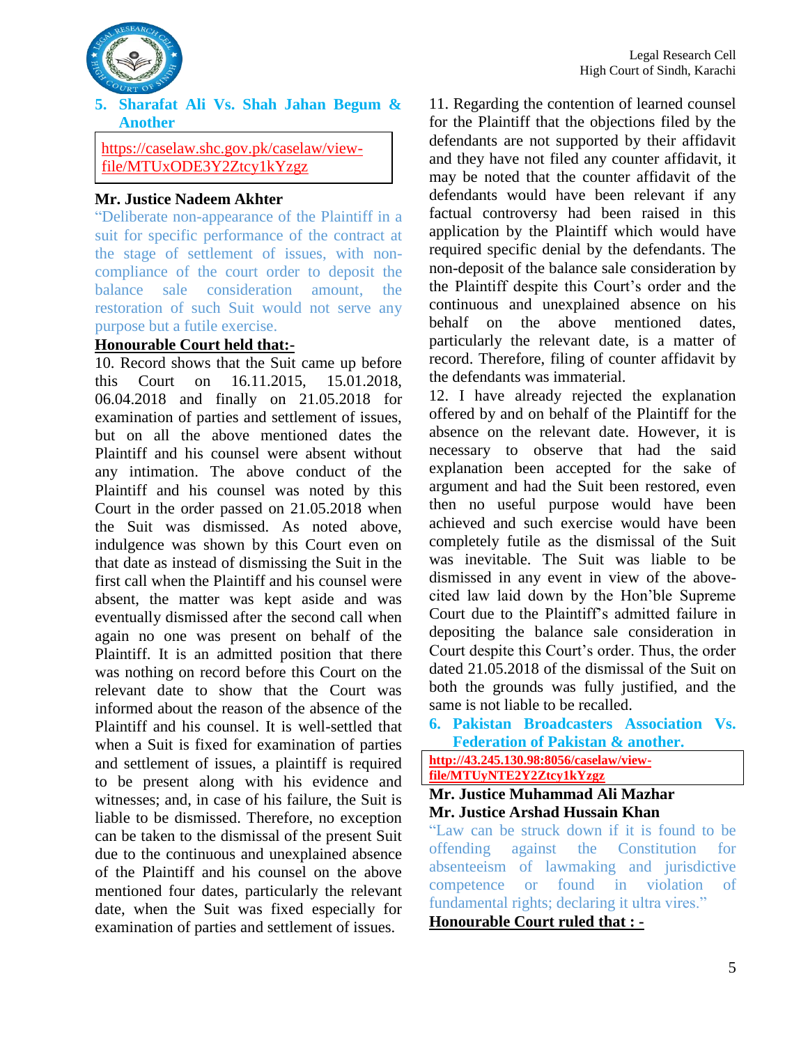## 5. Sharafat Ali Vs. Shah Jahan Begum & Another

https://caselaw.shc.gov.pk/caselaw/view-file/MTUxODE3Y2Ztcy1kYzgz

**Mr. Justice Nadeem Akhter**

"Deliberate non-appearance of the Plaintiff in a suit for specific performance of the contract at the stage of settlement of issues, with non-compliance of the court order to deposit the balance sale consideration amount, the restoration of such Suit would not serve any purpose but a futile exercise.

**<u>Honourable Court held that:-</u>**

10. Record shows that the Suit came up before this Court on 16.11.2015, 15.01.2018, 06.04.2018 and finally on 21.05.2018 for examination of parties and settlement of issues, but on all the above mentioned dates the Plaintiff and his counsel were absent without any intimation. The above conduct of the Plaintiff and his counsel was noted by this Court in the order passed on 21.05.2018 when the Suit was dismissed. As noted above, indulgence was shown by this Court even on that date as instead of dismissing the Suit in the first call when the Plaintiff and his counsel were absent, the matter was kept aside and was eventually dismissed after the second call when again no one was present on behalf of the Plaintiff. It is an admitted position that there was nothing on record before this Court on the relevant date to show that the Court was informed about the reason of the absence of the Plaintiff and his counsel. It is well-settled that when a Suit is fixed for examination of parties and settlement of issues, a plaintiff is required to be present along with his evidence and witnesses; and, in case of his failure, the Suit is liable to be dismissed. Therefore, no exception can be taken to the dismissal of the present Suit due to the continuous and unexplained absence of the Plaintiff and his counsel on the above mentioned four dates, particularly the relevant date, when the Suit was fixed especially for examination of parties and settlement of issues.

11. Regarding the contention of learned counsel for the Plaintiff that the objections filed by the defendants are not supported by their affidavit and they have not filed any counter affidavit, it may be noted that the counter affidavit of the defendants would have been relevant if any factual controversy had been raised in this application by the Plaintiff which would have required specific denial by the defendants. The non-deposit of the balance sale consideration by the Plaintiff despite this Court's order and the continuous and unexplained absence on his behalf on the above mentioned dates, particularly the relevant date, is a matter of record. Therefore, filing of counter affidavit by the defendants was immaterial.

12. I have already rejected the explanation offered by and on behalf of the Plaintiff for the absence on the relevant date. However, it is necessary to observe that had the said explanation been accepted for the sake of argument and had the Suit been restored, even then no useful purpose would have been achieved and such exercise would have been completely futile as the dismissal of the Suit was inevitable. The Suit was liable to be dismissed in any event in view of the above-cited law laid down by the Hon'ble Supreme Court due to the Plaintiff's admitted failure in depositing the balance sale consideration in Court despite this Court's order. Thus, the order dated 21.05.2018 of the dismissal of the Suit on both the grounds was fully justified, and the same is not liable to be recalled.

## 6. Pakistan Broadcasters Association Vs. Federation of Pakistan & another.

http://43.245.130.98:8056/caselaw/view-file/MTUyNTE2Y2Ztcy1kYzgz

**Mr. Justice Muhammad Ali Mazhar**
**Mr. Justice Arshad Hussain Khan**

"Law can be struck down if it is found to be offending against the Constitution for absenteeism of lawmaking and jurisdictive competence or found in violation of fundamental rights; declaring it ultra vires."

**<u>Honourable Court ruled that : -</u>**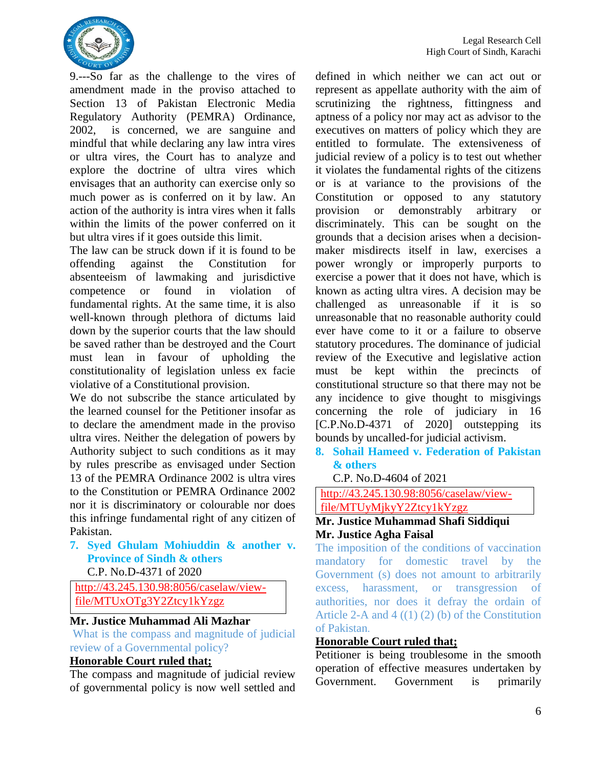9.---So far as the challenge to the vires of amendment made in the proviso attached to Section 13 of Pakistan Electronic Media Regulatory Authority (PEMRA) Ordinance, 2002, is concerned, we are sanguine and mindful that while declaring any law intra vires or ultra vires, the Court has to analyze and explore the doctrine of ultra vires which envisages that an authority can exercise only so much power as is conferred on it by law. An action of the authority is intra vires when it falls within the limits of the power conferred on it but ultra vires if it goes outside this limit.
The law can be struck down if it is found to be offending against the Constitution for absenteeism of lawmaking and jurisdictive competence or found in violation of fundamental rights. At the same time, it is also well-known through plethora of dictums laid down by the superior courts that the law should be saved rather than be destroyed and the Court must lean in favour of upholding the constitutionality of legislation unless ex facie violative of a Constitutional provision.
We do not subscribe the stance articulated by the learned counsel for the Petitioner insofar as to declare the amendment made in the proviso ultra vires. Neither the delegation of powers by Authority subject to such conditions as it may by rules prescribe as envisaged under Section 13 of the PEMRA Ordinance 2002 is ultra vires to the Constitution or PEMRA Ordinance 2002 nor it is discriminatory or colourable nor does this infringe fundamental right of any citizen of Pakistan.

7. **Syed Ghulam Mohiuddin & another v. Province of Sindh & others**
C.P. No.D-4371 of 2020

http://43.245.130.98:8056/caselaw/view-file/MTUxOTg3Y2Ztcy1kYzgz

**Mr. Justice Muhammad Ali Mazhar**

What is the compass and magnitude of judicial review of a Governmental policy?

**Honorable Court ruled that;**

The compass and magnitude of judicial review of governmental policy is now well settled and defined in which neither we can act out or represent as appellate authority with the aim of scrutinizing the rightness, fittingness and aptness of a policy nor may act as advisor to the executives on matters of policy which they are entitled to formulate. The extensiveness of judicial review of a policy is to test out whether it violates the fundamental rights of the citizens or is at variance to the provisions of the Constitution or opposed to any statutory provision or demonstrably arbitrary or discriminately. This can be sought on the grounds that a decision arises when a decision-maker misdirects itself in law, exercises a power wrongly or improperly purports to exercise a power that it does not have, which is known as acting ultra vires. A decision may be challenged as unreasonable if it is so unreasonable that no reasonable authority could ever have come to it or a failure to observe statutory procedures. The dominance of judicial review of the Executive and legislative action must be kept within the precincts of constitutional structure so that there may not be any incidence to give thought to misgivings concerning the role of judiciary in 16 [C.P.No.D-4371 of 2020] outstepping its bounds by uncalled-for judicial activism.

8. **Sohail Hameed v. Federation of Pakistan & others**
C.P. No.D-4604 of 2021

http://43.245.130.98:8056/caselaw/view-file/MTUyMjkyY2Ztcy1kYzgz

**Mr. Justice Muhammad Shafi Siddiqui**
**Mr. Justice Agha Faisal**

The imposition of the conditions of vaccination mandatory for domestic travel by the Government (s) does not amount to arbitrarily excess, harassment, or transgression of authorities, nor does it defray the ordain of Article 2-A and 4 ((1) (2) (b) of the Constitution of Pakistan.

**Honorable Court ruled that;**

Petitioner is being troublesome in the smooth operation of effective measures undertaken by Government. Government is primarily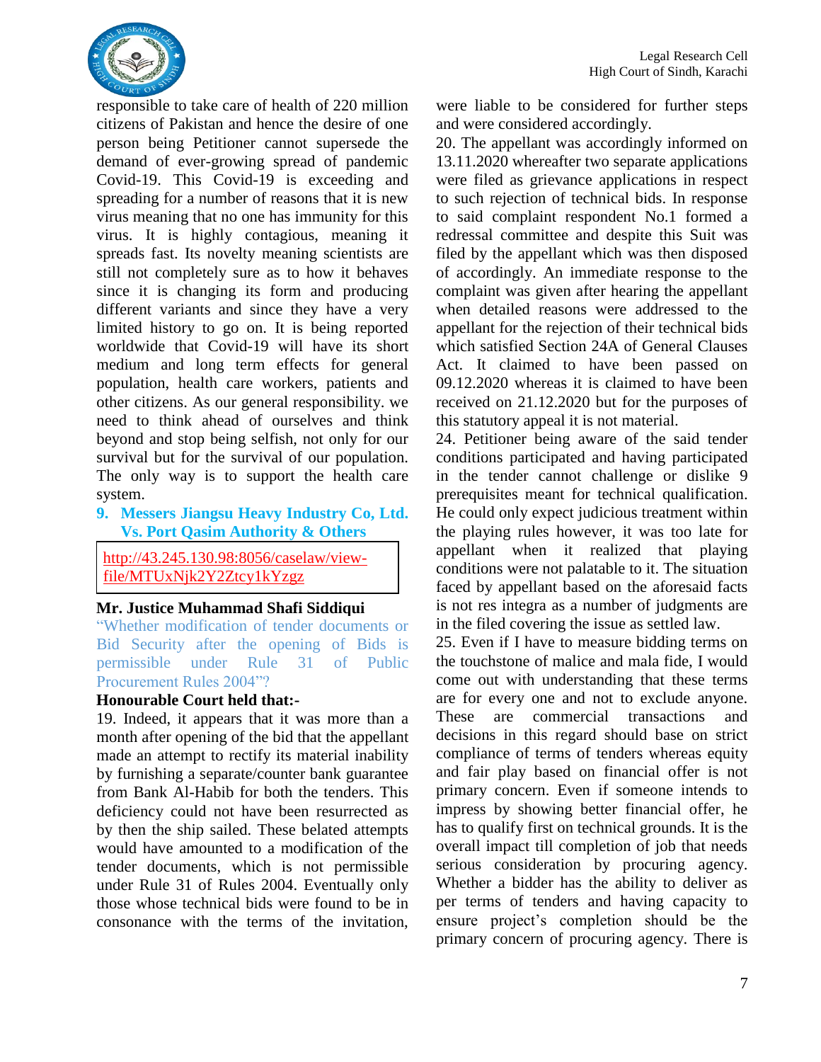responsible to take care of health of 220 million citizens of Pakistan and hence the desire of one person being Petitioner cannot supersede the demand of ever-growing spread of pandemic Covid-19. This Covid-19 is exceeding and spreading for a number of reasons that it is new virus meaning that no one has immunity for this virus. It is highly contagious, meaning it spreads fast. Its novelty meaning scientists are still not completely sure as to how it behaves since it is changing its form and producing different variants and since they have a very limited history to go on. It is being reported worldwide that Covid-19 will have its short medium and long term effects for general population, health care workers, patients and other citizens. As our general responsibility. we need to think ahead of ourselves and think beyond and stop being selfish, not only for our survival but for the survival of our population. The only way is to support the health care system.

## 9. Messers Jiangsu Heavy Industry Co, Ltd. Vs. Port Qasim Authority & Others

http://43.245.130.98:8056/caselaw/view-file/MTUxNjk2Y2Ztcy1kYzgz

**Mr. Justice Muhammad Shafi Siddiqui**

"Whether modification of tender documents or Bid Security after the opening of Bids is permissible under Rule 31 of Public Procurement Rules 2004"?

**Honourable Court held that:-**

19. Indeed, it appears that it was more than a month after opening of the bid that the appellant made an attempt to rectify its material inability by furnishing a separate/counter bank guarantee from Bank Al-Habib for both the tenders. This deficiency could not have been resurrected as by then the ship sailed. These belated attempts would have amounted to a modification of the tender documents, which is not permissible under Rule 31 of Rules 2004. Eventually only those whose technical bids were found to be in consonance with the terms of the invitation, were liable to be considered for further steps and were considered accordingly.

20. The appellant was accordingly informed on 13.11.2020 whereafter two separate applications were filed as grievance applications in respect to such rejection of technical bids. In response to said complaint respondent No.1 formed a redressal committee and despite this Suit was filed by the appellant which was then disposed of accordingly. An immediate response to the complaint was given after hearing the appellant when detailed reasons were addressed to the appellant for the rejection of their technical bids which satisfied Section 24A of General Clauses Act. It claimed to have been passed on 09.12.2020 whereas it is claimed to have been received on 21.12.2020 but for the purposes of this statutory appeal it is not material.

24. Petitioner being aware of the said tender conditions participated and having participated in the tender cannot challenge or dislike 9 prerequisites meant for technical qualification. He could only expect judicious treatment within the playing rules however, it was too late for appellant when it realized that playing conditions were not palatable to it. The situation faced by appellant based on the aforesaid facts is not res integra as a number of judgments are in the filed covering the issue as settled law.

25. Even if I have to measure bidding terms on the touchstone of malice and mala fide, I would come out with understanding that these terms are for every one and not to exclude anyone. These are commercial transactions and decisions in this regard should base on strict compliance of terms of tenders whereas equity and fair play based on financial offer is not primary concern. Even if someone intends to impress by showing better financial offer, he has to qualify first on technical grounds. It is the overall impact till completion of job that needs serious consideration by procuring agency. Whether a bidder has the ability to deliver as per terms of tenders and having capacity to ensure project's completion should be the primary concern of procuring agency. There is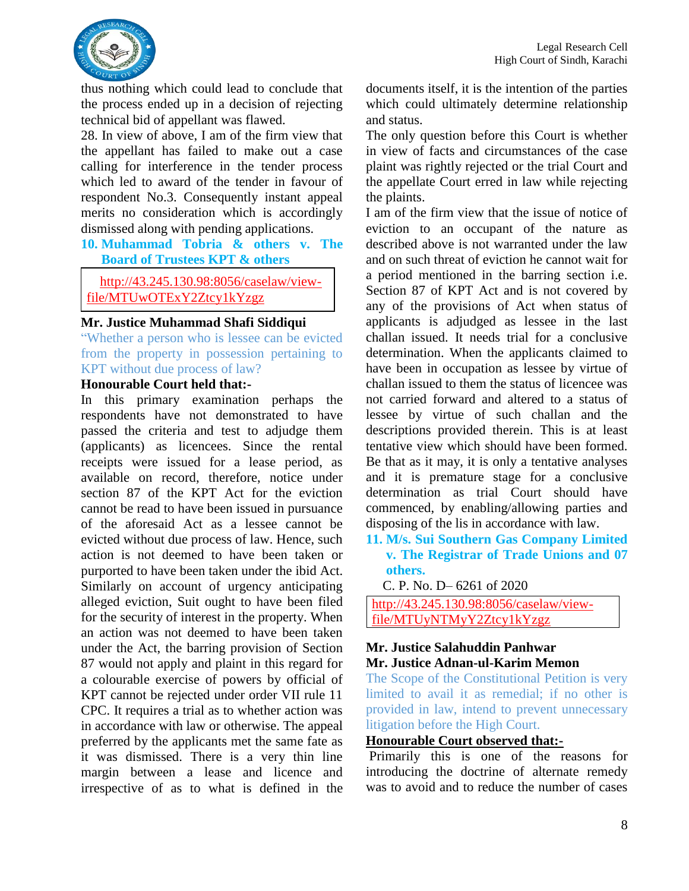thus nothing which could lead to conclude that the process ended up in a decision of rejecting technical bid of appellant was flawed.

28. In view of above, I am of the firm view that the appellant has failed to make out a case calling for interference in the tender process which led to award of the tender in favour of respondent No.3. Consequently instant appeal merits no consideration which is accordingly dismissed along with pending applications.

### 10. Muhammad Tobria & others v. The Board of Trustees KPT & others

http://43.245.130.98:8056/caselaw/view-file/MTUwOTExY2Ztcy1kYzgz

**Mr. Justice Muhammad Shafi Siddiqui**

"Whether a person who is lessee can be evicted from the property in possession pertaining to KPT without due process of law?

**Honourable Court held that:-**

In this primary examination perhaps the respondents have not demonstrated to have passed the criteria and test to adjudge them (applicants) as licencees. Since the rental receipts were issued for a lease period, as available on record, therefore, notice under section 87 of the KPT Act for the eviction cannot be read to have been issued in pursuance of the aforesaid Act as a lessee cannot be evicted without due process of law. Hence, such action is not deemed to have been taken or purported to have been taken under the ibid Act. Similarly on account of urgency anticipating alleged eviction, Suit ought to have been filed for the security of interest in the property. When an action was not deemed to have been taken under the Act, the barring provision of Section 87 would not apply and plaint in this regard for a colourable exercise of powers by official of KPT cannot be rejected under order VII rule 11 CPC. It requires a trial as to whether action was in accordance with law or otherwise. The appeal preferred by the applicants met the same fate as it was dismissed. There is a very thin line margin between a lease and licence and irrespective of as to what is defined in the documents itself, it is the intention of the parties which could ultimately determine relationship and status.

The only question before this Court is whether in view of facts and circumstances of the case plaint was rightly rejected or the trial Court and the appellate Court erred in law while rejecting the plaints.

I am of the firm view that the issue of notice of eviction to an occupant of the nature as described above is not warranted under the law and on such threat of eviction he cannot wait for a period mentioned in the barring section i.e. Section 87 of KPT Act and is not covered by any of the provisions of Act when status of applicants is adjudged as lessee in the last challan issued. It needs trial for a conclusive determination. When the applicants claimed to have been in occupation as lessee by virtue of challan issued to them the status of licencee was not carried forward and altered to a status of lessee by virtue of such challan and the descriptions provided therein. This is at least tentative view which should have been formed. Be that as it may, it is only a tentative analyses and it is premature stage for a conclusive determination as trial Court should have commenced, by enabling/allowing parties and disposing of the lis in accordance with law.

### 11. M/s. Sui Southern Gas Company Limited v. The Registrar of Trade Unions and 07 others.

C. P. No. D– 6261 of 2020

http://43.245.130.98:8056/caselaw/view-file/MTUyNTMyY2Ztcy1kYzgz

**Mr. Justice Salahuddin Panhwar**
**Mr. Justice Adnan-ul-Karim Memon**

The Scope of the Constitutional Petition is very limited to avail it as remedial; if no other is provided in law, intend to prevent unnecessary litigation before the High Court.

**Honourable Court observed that:-**

Primarily this is one of the reasons for introducing the doctrine of alternate remedy was to avoid and to reduce the number of cases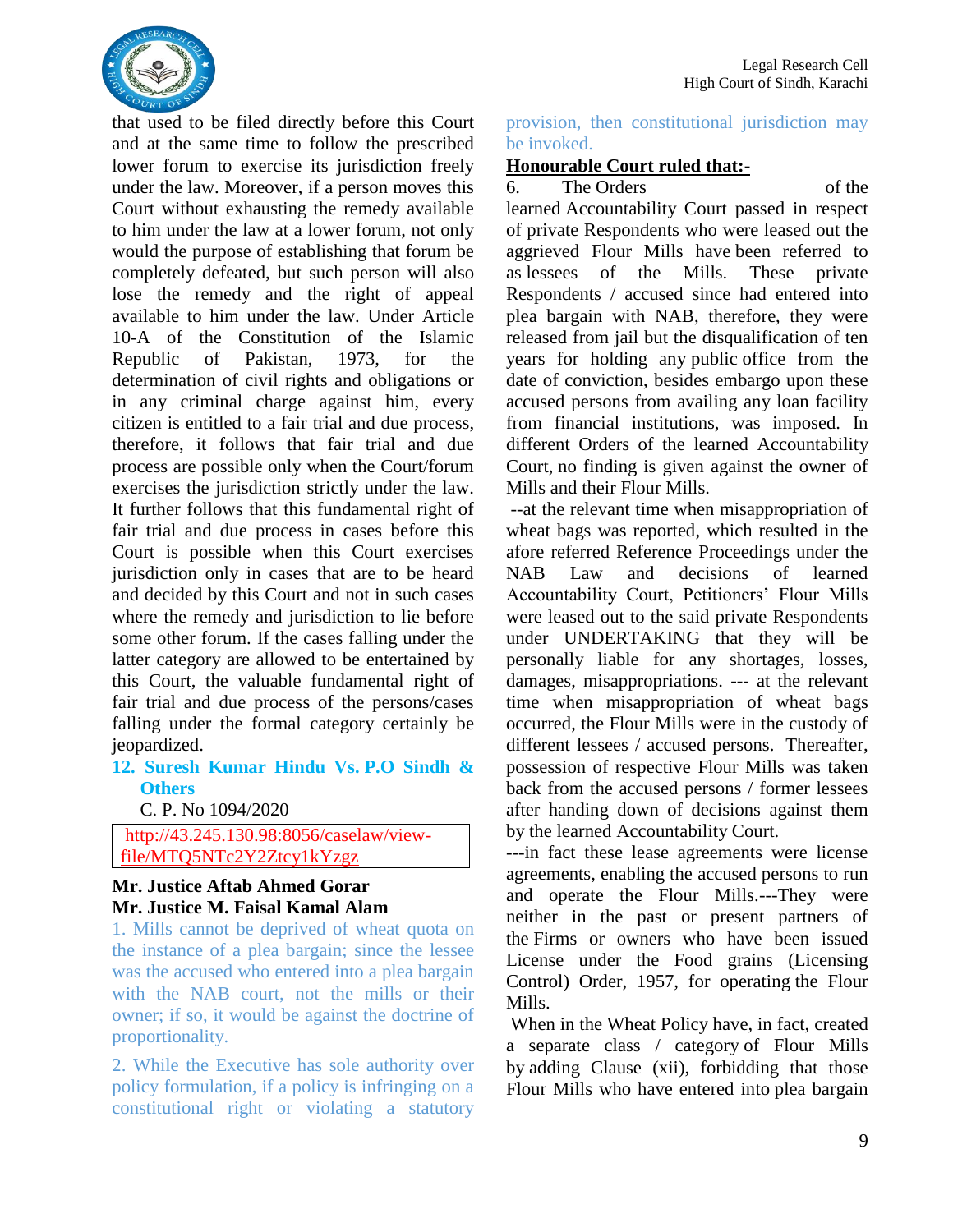that used to be filed directly before this Court and at the same time to follow the prescribed lower forum to exercise its jurisdiction freely under the law. Moreover, if a person moves this Court without exhausting the remedy available to him under the law at a lower forum, not only would the purpose of establishing that forum be completely defeated, but such person will also lose the remedy and the right of appeal available to him under the law. Under Article 10-A of the Constitution of the Islamic Republic of Pakistan, 1973, for the determination of civil rights and obligations or in any criminal charge against him, every citizen is entitled to a fair trial and due process, therefore, it follows that fair trial and due process are possible only when the Court/forum exercises the jurisdiction strictly under the law. It further follows that this fundamental right of fair trial and due process in cases before this Court is possible when this Court exercises jurisdiction only in cases that are to be heard and decided by this Court and not in such cases where the remedy and jurisdiction to lie before some other forum. If the cases falling under the latter category are allowed to be entertained by this Court, the valuable fundamental right of fair trial and due process of the persons/cases falling under the formal category certainly be jeopardized.

## 12. Suresh Kumar Hindu Vs. P.O Sindh & Others

C. P. No 1094/2020

http://43.245.130.98:8056/caselaw/view-file/MTQ5NTc2Y2Ztcy1kYzgz

**Mr. Justice Aftab Ahmed Gorar**
**Mr. Justice M. Faisal Kamal Alam**

1. Mills cannot be deprived of wheat quota on the instance of a plea bargain; since the lessee was the accused who entered into a plea bargain with the NAB court, not the mills or their owner; if so, it would be against the doctrine of proportionality.

2. While the Executive has sole authority over policy formulation, if a policy is infringing on a constitutional right or violating a statutory provision, then constitutional jurisdiction may be invoked.

**Honourable Court ruled that:-**

6. The Orders of the learned Accountability Court passed in respect of private Respondents who were leased out the aggrieved Flour Mills have been referred to as lessees of the Mills. These private Respondents / accused since had entered into plea bargain with NAB, therefore, they were released from jail but the disqualification of ten years for holding any public office from the date of conviction, besides embargo upon these accused persons from availing any loan facility from financial institutions, was imposed. In different Orders of the learned Accountability Court, no finding is given against the owner of Mills and their Flour Mills.

--at the relevant time when misappropriation of wheat bags was reported, which resulted in the afore referred Reference Proceedings under the NAB Law and decisions of learned Accountability Court, Petitioners' Flour Mills were leased out to the said private Respondents under UNDERTAKING that they will be personally liable for any shortages, losses, damages, misappropriations. --- at the relevant time when misappropriation of wheat bags occurred, the Flour Mills were in the custody of different lessees / accused persons. Thereafter, possession of respective Flour Mills was taken back from the accused persons / former lessees after handing down of decisions against them by the learned Accountability Court.

---in fact these lease agreements were license agreements, enabling the accused persons to run and operate the Flour Mills.---They were neither in the past or present partners of the Firms or owners who have been issued License under the Food grains (Licensing Control) Order, 1957, for operating the Flour Mills.

When in the Wheat Policy have, in fact, created a separate class / category of Flour Mills by adding Clause (xii), forbidding that those Flour Mills who have entered into plea bargain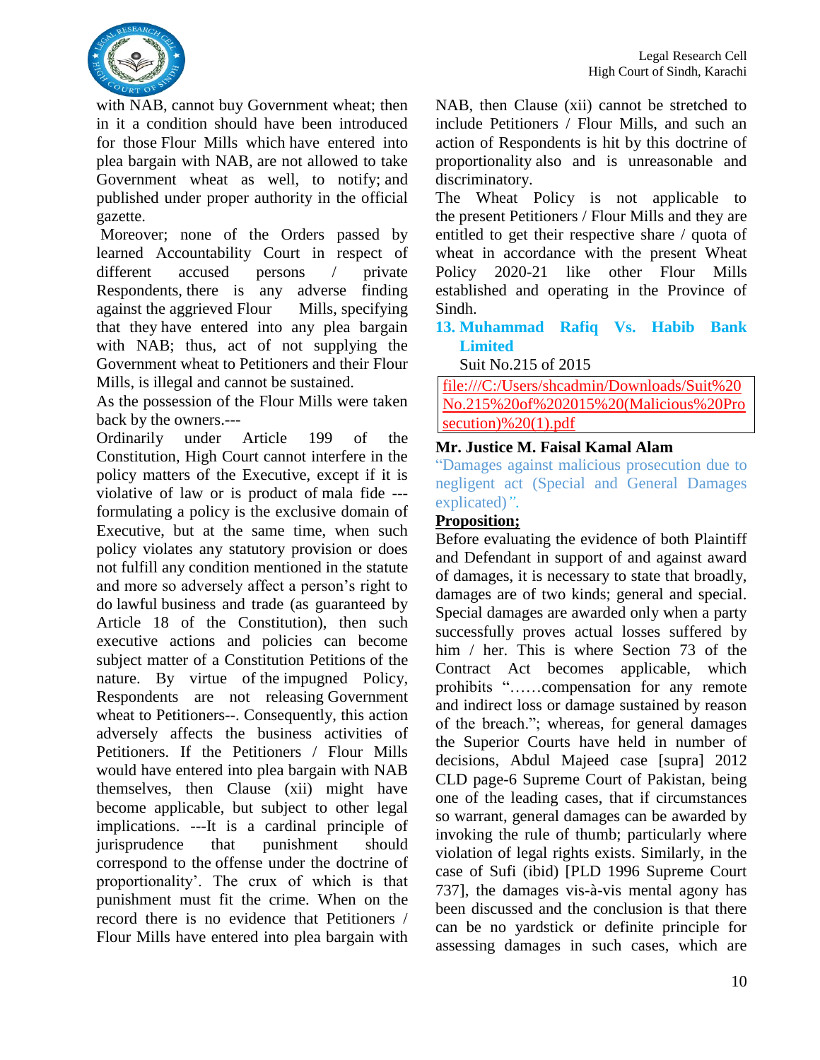with NAB, cannot buy Government wheat; then in it a condition should have been introduced for those Flour Mills which have entered into plea bargain with NAB, are not allowed to take Government wheat as well, to notify; and published under proper authority in the official gazette.

Moreover; none of the Orders passed by learned Accountability Court in respect of different accused persons / private Respondents, there is any adverse finding against the aggrieved Flour Mills, specifying that they have entered into any plea bargain with NAB; thus, act of not supplying the Government wheat to Petitioners and their Flour Mills, is illegal and cannot be sustained.

As the possession of the Flour Mills were taken back by the owners.---

Ordinarily under Article 199 of the Constitution, High Court cannot interfere in the policy matters of the Executive, except if it is violative of law or is product of mala fide ---formulating a policy is the exclusive domain of Executive, but at the same time, when such policy violates any statutory provision or does not fulfill any condition mentioned in the statute and more so adversely affect a person's right to do lawful business and trade (as guaranteed by Article 18 of the Constitution), then such executive actions and policies can become subject matter of a Constitution Petitions of the nature. By virtue of the impugned Policy, Respondents are not releasing Government wheat to Petitioners--. Consequently, this action adversely affects the business activities of Petitioners. If the Petitioners / Flour Mills would have entered into plea bargain with NAB themselves, then Clause (xii) might have become applicable, but subject to other legal implications. ---It is a cardinal principle of jurisprudence that punishment should correspond to the offense under the doctrine of proportionality'. The crux of which is that punishment must fit the crime. When on the record there is no evidence that Petitioners / Flour Mills have entered into plea bargain with NAB, then Clause (xii) cannot be stretched to include Petitioners / Flour Mills, and such an action of Respondents is hit by this doctrine of proportionality also and is unreasonable and discriminatory.

The Wheat Policy is not applicable to the present Petitioners / Flour Mills and they are entitled to get their respective share / quota of wheat in accordance with the present Wheat Policy 2020-21 like other Flour Mills established and operating in the Province of Sindh.

### 13. Muhammad Rafiq Vs. Habib Bank Limited

Suit No.215 of 2015

file:///C:/Users/shcadmin/Downloads/Suit%20No.215%20of%202015%20(Malicious%20Prosecution)%20(1).pdf

**Mr. Justice M. Faisal Kamal Alam**

"Damages against malicious prosecution due to negligent act (Special and General Damages explicated)".

**Proposition;**

Before evaluating the evidence of both Plaintiff and Defendant in support of and against award of damages, it is necessary to state that broadly, damages are of two kinds; general and special. Special damages are awarded only when a party successfully proves actual losses suffered by him / her. This is where Section 73 of the Contract Act becomes applicable, which prohibits "……compensation for any remote and indirect loss or damage sustained by reason of the breach."; whereas, for general damages the Superior Courts have held in number of decisions, Abdul Majeed case [supra] 2012 CLD page-6 Supreme Court of Pakistan, being one of the leading cases, that if circumstances so warrant, general damages can be awarded by invoking the rule of thumb; particularly where violation of legal rights exists. Similarly, in the case of Sufi (ibid) [PLD 1996 Supreme Court 737], the damages vis-à-vis mental agony has been discussed and the conclusion is that there can be no yardstick or definite principle for assessing damages in such cases, which are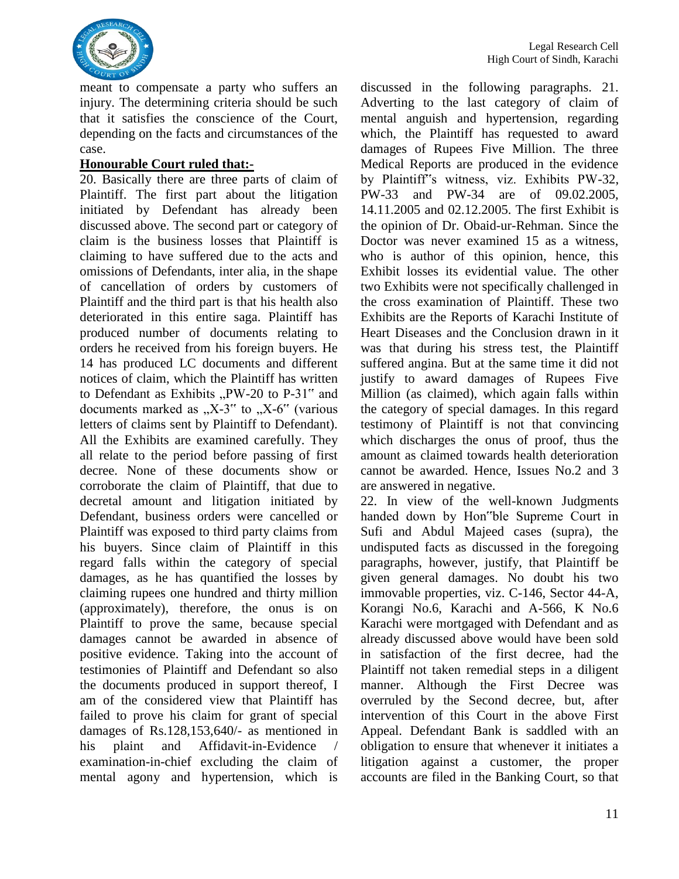meant to compensate a party who suffers an injury. The determining criteria should be such that it satisfies the conscience of the Court, depending on the facts and circumstances of the case.

**Honourable Court ruled that:-**

20. Basically there are three parts of claim of Plaintiff. The first part about the litigation initiated by Defendant has already been discussed above. The second part or category of claim is the business losses that Plaintiff is claiming to have suffered due to the acts and omissions of Defendants, inter alia, in the shape of cancellation of orders by customers of Plaintiff and the third part is that his health also deteriorated in this entire saga. Plaintiff has produced number of documents relating to orders he received from his foreign buyers. He 14 has produced LC documents and different notices of claim, which the Plaintiff has written to Defendant as Exhibits „PW-20 to P-31‟ and documents marked as „X-3‟ to „X-6‟ (various letters of claims sent by Plaintiff to Defendant). All the Exhibits are examined carefully. They all relate to the period before passing of first decree. None of these documents show or corroborate the claim of Plaintiff, that due to decretal amount and litigation initiated by Defendant, business orders were cancelled or Plaintiff was exposed to third party claims from his buyers. Since claim of Plaintiff in this regard falls within the category of special damages, as he has quantified the losses by claiming rupees one hundred and thirty million (approximately), therefore, the onus is on Plaintiff to prove the same, because special damages cannot be awarded in absence of positive evidence. Taking into the account of testimonies of Plaintiff and Defendant so also the documents produced in support thereof, I am of the considered view that Plaintiff has failed to prove his claim for grant of special damages of Rs.128,153,640/- as mentioned in his plaint and Affidavit-in-Evidence / examination-in-chief excluding the claim of mental agony and hypertension, which is discussed in the following paragraphs. 21. Adverting to the last category of claim of mental anguish and hypertension, regarding which, the Plaintiff has requested to award damages of Rupees Five Million. The three Medical Reports are produced in the evidence by Plaintiff‟s witness, viz. Exhibits PW-32, PW-33 and PW-34 are of 09.02.2005, 14.11.2005 and 02.12.2005. The first Exhibit is the opinion of Dr. Obaid-ur-Rehman. Since the Doctor was never examined 15 as a witness, who is author of this opinion, hence, this Exhibit losses its evidential value. The other two Exhibits were not specifically challenged in the cross examination of Plaintiff. These two Exhibits are the Reports of Karachi Institute of Heart Diseases and the Conclusion drawn in it was that during his stress test, the Plaintiff suffered angina. But at the same time it did not justify to award damages of Rupees Five Million (as claimed), which again falls within the category of special damages. In this regard testimony of Plaintiff is not that convincing which discharges the onus of proof, thus the amount as claimed towards health deterioration cannot be awarded. Hence, Issues No.2 and 3 are answered in negative.

22. In view of the well-known Judgments handed down by Hon‟ble Supreme Court in Sufi and Abdul Majeed cases (supra), the undisputed facts as discussed in the foregoing paragraphs, however, justify, that Plaintiff be given general damages. No doubt his two immovable properties, viz. C-146, Sector 44-A, Korangi No.6, Karachi and A-566, K No.6 Karachi were mortgaged with Defendant and as already discussed above would have been sold in satisfaction of the first decree, had the Plaintiff not taken remedial steps in a diligent manner. Although the First Decree was overruled by the Second decree, but, after intervention of this Court in the above First Appeal. Defendant Bank is saddled with an obligation to ensure that whenever it initiates a litigation against a customer, the proper accounts are filed in the Banking Court, so that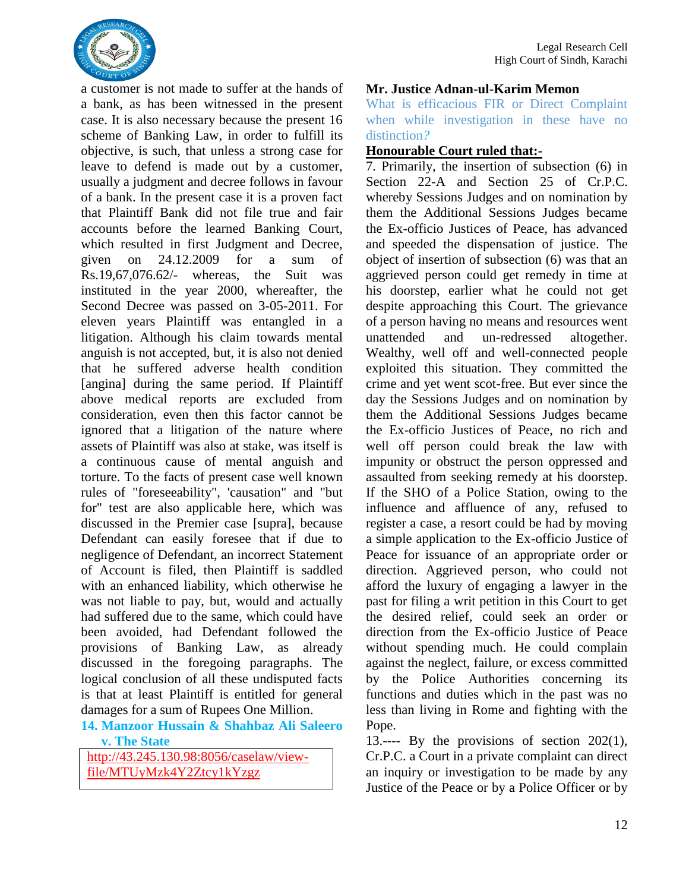a customer is not made to suffer at the hands of a bank, as has been witnessed in the present case. It is also necessary because the present 16 scheme of Banking Law, in order to fulfill its objective, is such, that unless a strong case for leave to defend is made out by a customer, usually a judgment and decree follows in favour of a bank. In the present case it is a proven fact that Plaintiff Bank did not file true and fair accounts before the learned Banking Court, which resulted in first Judgment and Decree, given on 24.12.2009 for a sum of Rs.19,67,076.62/- whereas, the Suit was instituted in the year 2000, whereafter, the Second Decree was passed on 3-05-2011. For eleven years Plaintiff was entangled in a litigation. Although his claim towards mental anguish is not accepted, but, it is also not denied that he suffered adverse health condition [angina] during the same period. If Plaintiff above medical reports are excluded from consideration, even then this factor cannot be ignored that a litigation of the nature where assets of Plaintiff was also at stake, was itself is a continuous cause of mental anguish and torture. To the facts of present case well known rules of "foreseeability", 'causation" and "but for" test are also applicable here, which was discussed in the Premier case [supra], because Defendant can easily foresee that if due to negligence of Defendant, an incorrect Statement of Account is filed, then Plaintiff is saddled with an enhanced liability, which otherwise he was not liable to pay, but, would and actually had suffered due to the same, which could have been avoided, had Defendant followed the provisions of Banking Law, as already discussed in the foregoing paragraphs. The logical conclusion of all these undisputed facts is that at least Plaintiff is entitled for general damages for a sum of Rupees One Million.

### 14. Manzoor Hussain & Shahbaz Ali Saleero v. The State

http://43.245.130.98:8056/caselaw/view-file/MTUyMzk4Y2Ztcy1kYzgz

**Mr. Justice Adnan-ul-Karim Memon**

What is efficacious FIR or Direct Complaint when while investigation in these have no distinction?

**Honourable Court ruled that:-**

7. Primarily, the insertion of subsection (6) in Section 22-A and Section 25 of Cr.P.C. whereby Sessions Judges and on nomination by them the Additional Sessions Judges became the Ex-officio Justices of Peace, has advanced and speeded the dispensation of justice. The object of insertion of subsection (6) was that an aggrieved person could get remedy in time at his doorstep, earlier what he could not get despite approaching this Court. The grievance of a person having no means and resources went unattended and un-redressed altogether. Wealthy, well off and well-connected people exploited this situation. They committed the crime and yet went scot-free. But ever since the day the Sessions Judges and on nomination by them the Additional Sessions Judges became the Ex-officio Justices of Peace, no rich and well off person could break the law with impunity or obstruct the person oppressed and assaulted from seeking remedy at his doorstep. If the SHO of a Police Station, owing to the influence and affluence of any, refused to register a case, a resort could be had by moving a simple application to the Ex-officio Justice of Peace for issuance of an appropriate order or direction. Aggrieved person, who could not afford the luxury of engaging a lawyer in the past for filing a writ petition in this Court to get the desired relief, could seek an order or direction from the Ex-officio Justice of Peace without spending much. He could complain against the neglect, failure, or excess committed by the Police Authorities concerning its functions and duties which in the past was no less than living in Rome and fighting with the Pope.

13.---- By the provisions of section 202(1), Cr.P.C. a Court in a private complaint can direct an inquiry or investigation to be made by any Justice of the Peace or by a Police Officer or by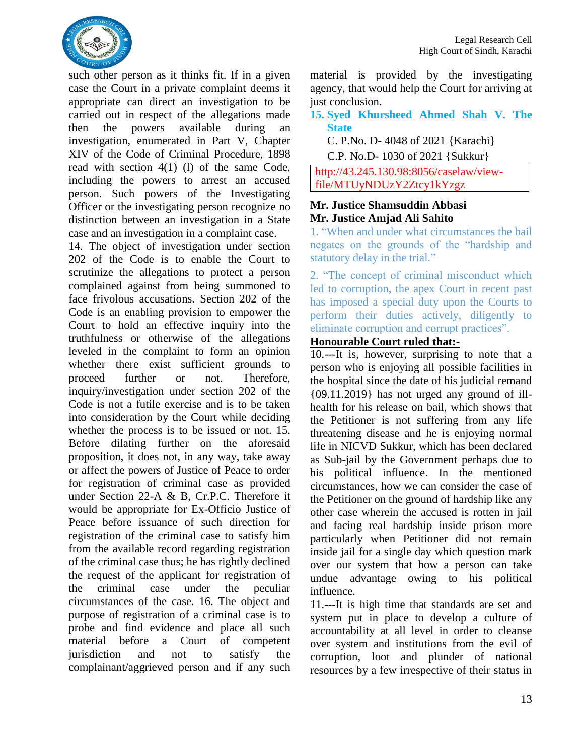such other person as it thinks fit. If in a given case the Court in a private complaint deems it appropriate can direct an investigation to be carried out in respect of the allegations made then the powers available during an investigation, enumerated in Part V, Chapter XIV of the Code of Criminal Procedure, 1898 read with section 4(1) (l) of the same Code, including the powers to arrest an accused person. Such powers of the Investigating Officer or the investigating person recognize no distinction between an investigation in a State case and an investigation in a complaint case.

14. The object of investigation under section 202 of the Code is to enable the Court to scrutinize the allegations to protect a person complained against from being summoned to face frivolous accusations. Section 202 of the Code is an enabling provision to empower the Court to hold an effective inquiry into the truthfulness or otherwise of the allegations leveled in the complaint to form an opinion whether there exist sufficient grounds to proceed further or not. Therefore, inquiry/investigation under section 202 of the Code is not a futile exercise and is to be taken into consideration by the Court while deciding whether the process is to be issued or not. 15. Before dilating further on the aforesaid proposition, it does not, in any way, take away or affect the powers of Justice of Peace to order for registration of criminal case as provided under Section 22-A & B, Cr.P.C. Therefore it would be appropriate for Ex-Officio Justice of Peace before issuance of such direction for registration of the criminal case to satisfy him from the available record regarding registration of the criminal case thus; he has rightly declined the request of the applicant for registration of the criminal case under the peculiar circumstances of the case. 16. The object and purpose of registration of a criminal case is to probe and find evidence and place all such material before a Court of competent jurisdiction and not to satisfy the complainant/aggrieved person and if any such material is provided by the investigating agency, that would help the Court for arriving at just conclusion.

### 15. Syed Khursheed Ahmed Shah V. The State

C. P.No. D- 4048 of 2021 {Karachi}

C.P. No.D- 1030 of 2021 {Sukkur}

http://43.245.130.98:8056/caselaw/view-file/MTUyNDUzY2Ztcy1kYzgz

**Mr. Justice Shamsuddin Abbasi**
**Mr. Justice Amjad Ali Sahito**

1. "When and under what circumstances the bail negates on the grounds of the "hardship and statutory delay in the trial."

2. "The concept of criminal misconduct which led to corruption, the apex Court in recent past has imposed a special duty upon the Courts to perform their duties actively, diligently to eliminate corruption and corrupt practices".

**Honourable Court ruled that:-**

10.---It is, however, surprising to note that a person who is enjoying all possible facilities in the hospital since the date of his judicial remand {09.11.2019} has not urged any ground of ill-health for his release on bail, which shows that the Petitioner is not suffering from any life threatening disease and he is enjoying normal life in NICVD Sukkur, which has been declared as Sub-jail by the Government perhaps due to his political influence. In the mentioned circumstances, how we can consider the case of the Petitioner on the ground of hardship like any other case wherein the accused is rotten in jail and facing real hardship inside prison more particularly when Petitioner did not remain inside jail for a single day which question mark over our system that how a person can take undue advantage owing to his political influence.

11.---It is high time that standards are set and system put in place to develop a culture of accountability at all level in order to cleanse over system and institutions from the evil of corruption, loot and plunder of national resources by a few irrespective of their status in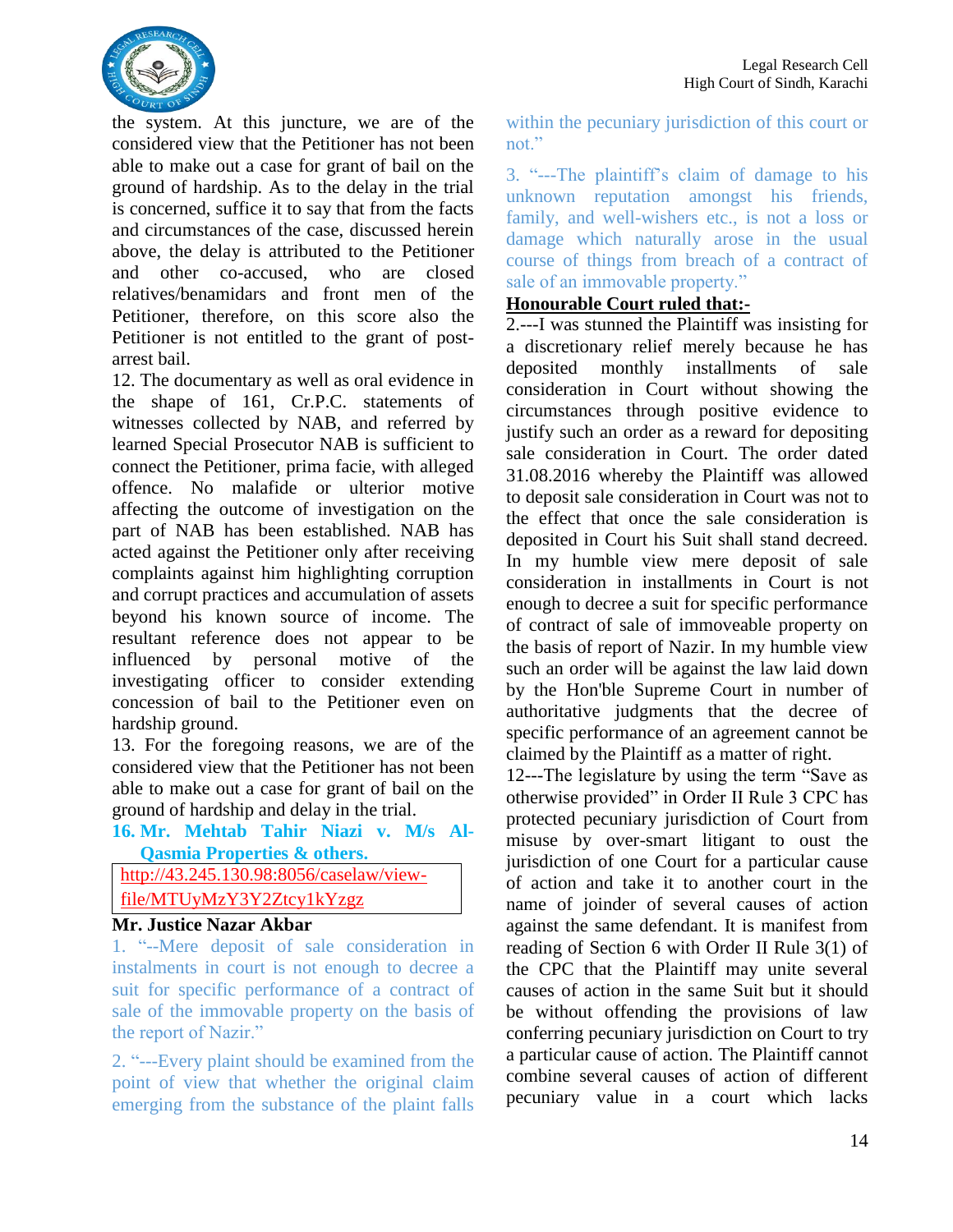the system. At this juncture, we are of the considered view that the Petitioner has not been able to make out a case for grant of bail on the ground of hardship. As to the delay in the trial is concerned, suffice it to say that from the facts and circumstances of the case, discussed herein above, the delay is attributed to the Petitioner and other co-accused, who are closed relatives/benamidars and front men of the Petitioner, therefore, on this score also the Petitioner is not entitled to the grant of post-arrest bail.

12. The documentary as well as oral evidence in the shape of 161, Cr.P.C. statements of witnesses collected by NAB, and referred by learned Special Prosecutor NAB is sufficient to connect the Petitioner, prima facie, with alleged offence. No malafide or ulterior motive affecting the outcome of investigation on the part of NAB has been established. NAB has acted against the Petitioner only after receiving complaints against him highlighting corruption and corrupt practices and accumulation of assets beyond his known source of income. The resultant reference does not appear to be influenced by personal motive of the investigating officer to consider extending concession of bail to the Petitioner even on hardship ground.

13. For the foregoing reasons, we are of the considered view that the Petitioner has not been able to make out a case for grant of bail on the ground of hardship and delay in the trial.

### 16. Mr. Mehtab Tahir Niazi v. M/s Al-Qasmia Properties & others.

http://43.245.130.98:8056/caselaw/view-file/MTUyMzY3Y2Ztcy1kYzgz

**Mr. Justice Nazar Akbar**

1. "--Mere deposit of sale consideration in instalments in court is not enough to decree a suit for specific performance of a contract of sale of the immovable property on the basis of the report of Nazir."

2. "---Every plaint should be examined from the point of view that whether the original claim emerging from the substance of the plaint falls within the pecuniary jurisdiction of this court or not."

3. "---The plaintiff's claim of damage to his unknown reputation amongst his friends, family, and well-wishers etc., is not a loss or damage which naturally arose in the usual course of things from breach of a contract of sale of an immovable property."

**<u>Honourable Court ruled that:-</u>**

2.---I was stunned the Plaintiff was insisting for a discretionary relief merely because he has deposited monthly installments of sale consideration in Court without showing the circumstances through positive evidence to justify such an order as a reward for depositing sale consideration in Court. The order dated 31.08.2016 whereby the Plaintiff was allowed to deposit sale consideration in Court was not to the effect that once the sale consideration is deposited in Court his Suit shall stand decreed. In my humble view mere deposit of sale consideration in installments in Court is not enough to decree a suit for specific performance of contract of sale of immoveable property on the basis of report of Nazir. In my humble view such an order will be against the law laid down by the Hon'ble Supreme Court in number of authoritative judgments that the decree of specific performance of an agreement cannot be claimed by the Plaintiff as a matter of right.

12---The legislature by using the term "Save as otherwise provided" in Order II Rule 3 CPC has protected pecuniary jurisdiction of Court from misuse by over-smart litigant to oust the jurisdiction of one Court for a particular cause of action and take it to another court in the name of joinder of several causes of action against the same defendant. It is manifest from reading of Section 6 with Order II Rule 3(1) of the CPC that the Plaintiff may unite several causes of action in the same Suit but it should be without offending the provisions of law conferring pecuniary jurisdiction on Court to try a particular cause of action. The Plaintiff cannot combine several causes of action of different pecuniary value in a court which lacks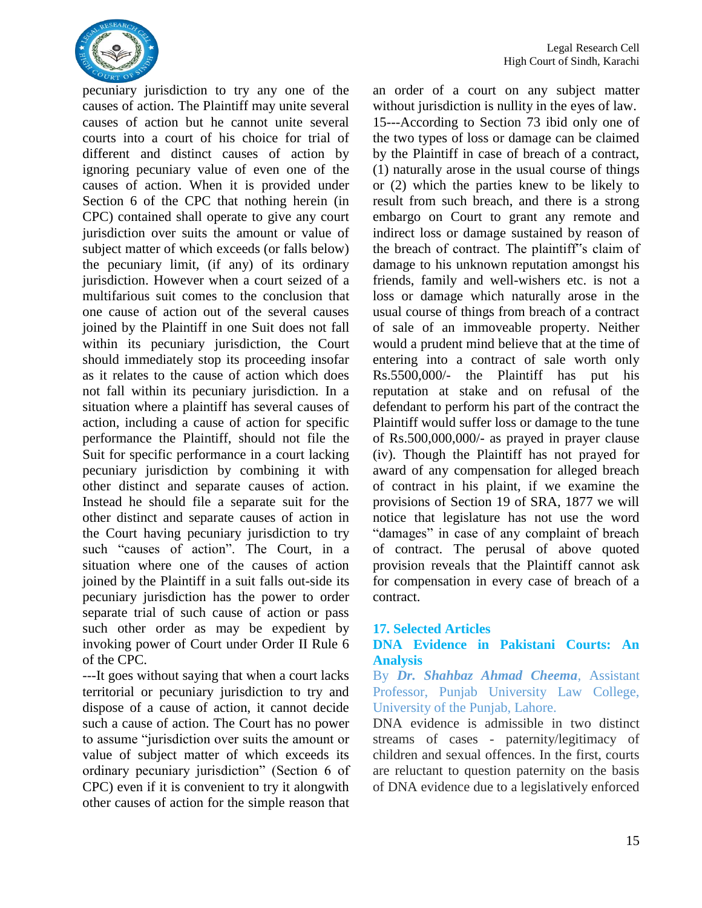pecuniary jurisdiction to try any one of the causes of action. The Plaintiff may unite several causes of action but he cannot unite several courts into a court of his choice for trial of different and distinct causes of action by ignoring pecuniary value of even one of the causes of action. When it is provided under Section 6 of the CPC that nothing herein (in CPC) contained shall operate to give any court jurisdiction over suits the amount or value of subject matter of which exceeds (or falls below) the pecuniary limit, (if any) of its ordinary jurisdiction. However when a court seized of a multifarious suit comes to the conclusion that one cause of action out of the several causes joined by the Plaintiff in one Suit does not fall within its pecuniary jurisdiction, the Court should immediately stop its proceeding insofar as it relates to the cause of action which does not fall within its pecuniary jurisdiction. In a situation where a plaintiff has several causes of action, including a cause of action for specific performance the Plaintiff, should not file the Suit for specific performance in a court lacking pecuniary jurisdiction by combining it with other distinct and separate causes of action. Instead he should file a separate suit for the other distinct and separate causes of action in the Court having pecuniary jurisdiction to try such "causes of action". The Court, in a situation where one of the causes of action joined by the Plaintiff in a suit falls out-side its pecuniary jurisdiction has the power to order separate trial of such cause of action or pass such other order as may be expedient by invoking power of Court under Order II Rule 6 of the CPC.

---It goes without saying that when a court lacks territorial or pecuniary jurisdiction to try and dispose of a cause of action, it cannot decide such a cause of action. The Court has no power to assume "jurisdiction over suits the amount or value of subject matter of which exceeds its ordinary pecuniary jurisdiction" (Section 6 of CPC) even if it is convenient to try it alongwith other causes of action for the simple reason that an order of a court on any subject matter without jurisdiction is nullity in the eyes of law.

15---According to Section 73 ibid only one of the two types of loss or damage can be claimed by the Plaintiff in case of breach of a contract, (1) naturally arose in the usual course of things or (2) which the parties knew to be likely to result from such breach, and there is a strong embargo on Court to grant any remote and indirect loss or damage sustained by reason of the breach of contract. The plaintiff"s claim of damage to his unknown reputation amongst his friends, family and well-wishers etc. is not a loss or damage which naturally arose in the usual course of things from breach of a contract of sale of an immoveable property. Neither would a prudent mind believe that at the time of entering into a contract of sale worth only Rs.5500,000/- the Plaintiff has put his reputation at stake and on refusal of the defendant to perform his part of the contract the Plaintiff would suffer loss or damage to the tune of Rs.500,000,000/- as prayed in prayer clause (iv). Though the Plaintiff has not prayed for award of any compensation for alleged breach of contract in his plaint, if we examine the provisions of Section 19 of SRA, 1877 we will notice that legislature has not use the word "damages" in case of any complaint of breach of contract. The perusal of above quoted provision reveals that the Plaintiff cannot ask for compensation in every case of breach of a contract.

## 17. Selected Articles

### DNA Evidence in Pakistani Courts: An Analysis

By ***Dr. Shahbaz Ahmad Cheema***, Assistant Professor, Punjab University Law College, University of the Punjab, Lahore.

DNA evidence is admissible in two distinct streams of cases - paternity/legitimacy of children and sexual offences. In the first, courts are reluctant to question paternity on the basis of DNA evidence due to a legislatively enforced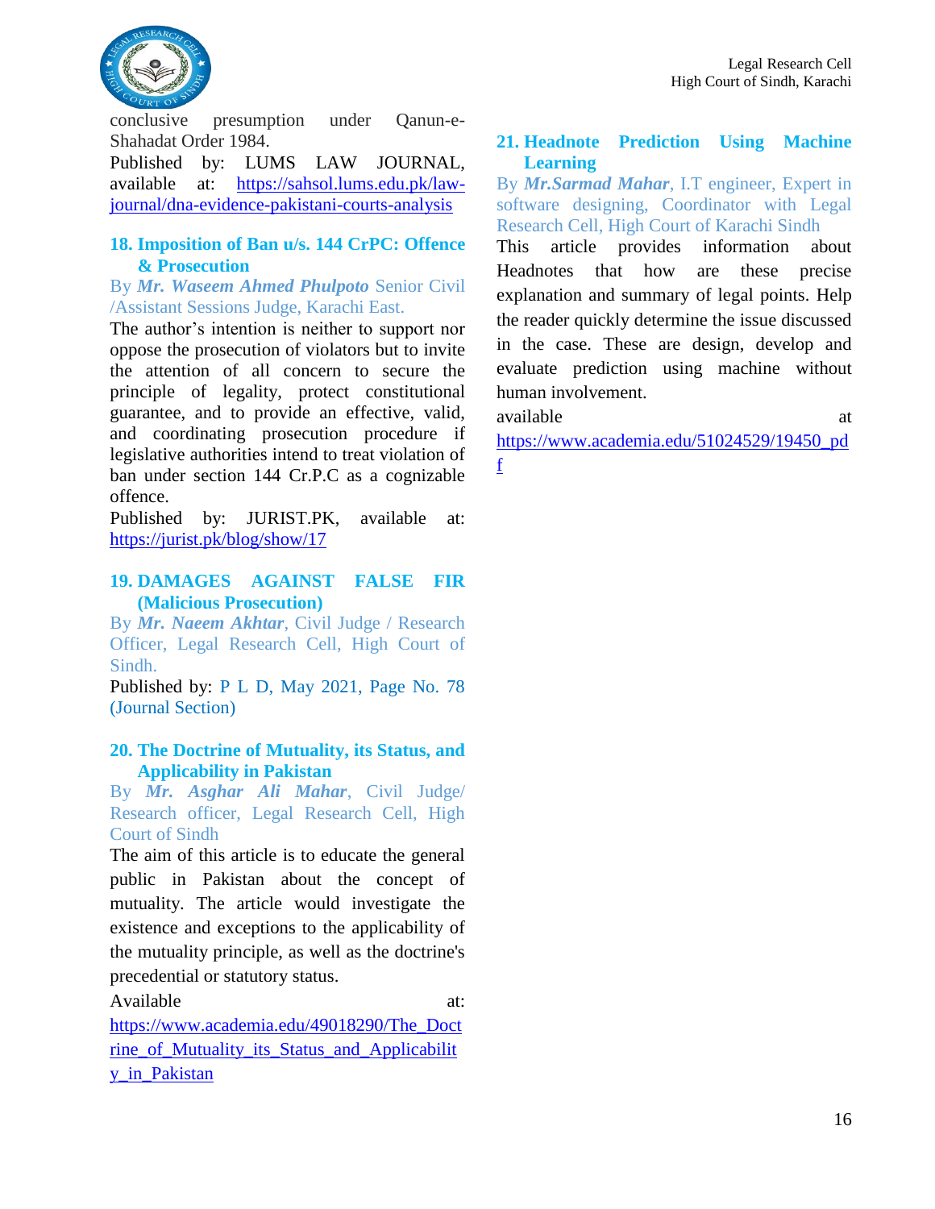conclusive presumption under Qanun-e-Shahadat Order 1984.

Published by: LUMS LAW JOURNAL, available at: https://sahsol.lums.edu.pk/law-journal/dna-evidence-pakistani-courts-analysis

### 18. Imposition of Ban u/s. 144 CrPC: Offence & Prosecution

By ***Mr. Waseem Ahmed Phulpoto*** Senior Civil /Assistant Sessions Judge, Karachi East.

The author's intention is neither to support nor oppose the prosecution of violators but to invite the attention of all concern to secure the principle of legality, protect constitutional guarantee, and to provide an effective, valid, and coordinating prosecution procedure if legislative authorities intend to treat violation of ban under section 144 Cr.P.C as a cognizable offence.

Published by: JURIST.PK, available at: https://jurist.pk/blog/show/17

### 19. DAMAGES AGAINST FALSE FIR (Malicious Prosecution)

By ***Mr. Naeem Akhtar***, Civil Judge / Research Officer, Legal Research Cell, High Court of Sindh.

Published by: P L D, May 2021, Page No. 78 (Journal Section)

### 20. The Doctrine of Mutuality, its Status, and Applicability in Pakistan

By ***Mr. Asghar Ali Mahar***, Civil Judge/ Research officer, Legal Research Cell, High Court of Sindh

The aim of this article is to educate the general public in Pakistan about the concept of mutuality. The article would investigate the existence and exceptions to the applicability of the mutuality principle, as well as the doctrine's precedential or statutory status.

Available at: https://www.academia.edu/49018290/The_Doctrine_of_Mutuality_its_Status_and_Applicability_in_Pakistan

### 21. Headnote Prediction Using Machine Learning

By ***Mr.Sarmad Mahar***, I.T engineer, Expert in software designing, Coordinator with Legal Research Cell, High Court of Karachi Sindh

This article provides information about Headnotes that how are these precise explanation and summary of legal points. Help the reader quickly determine the issue discussed in the case. These are design, develop and evaluate prediction using machine without human involvement.

available at https://www.academia.edu/51024529/19450_pdf